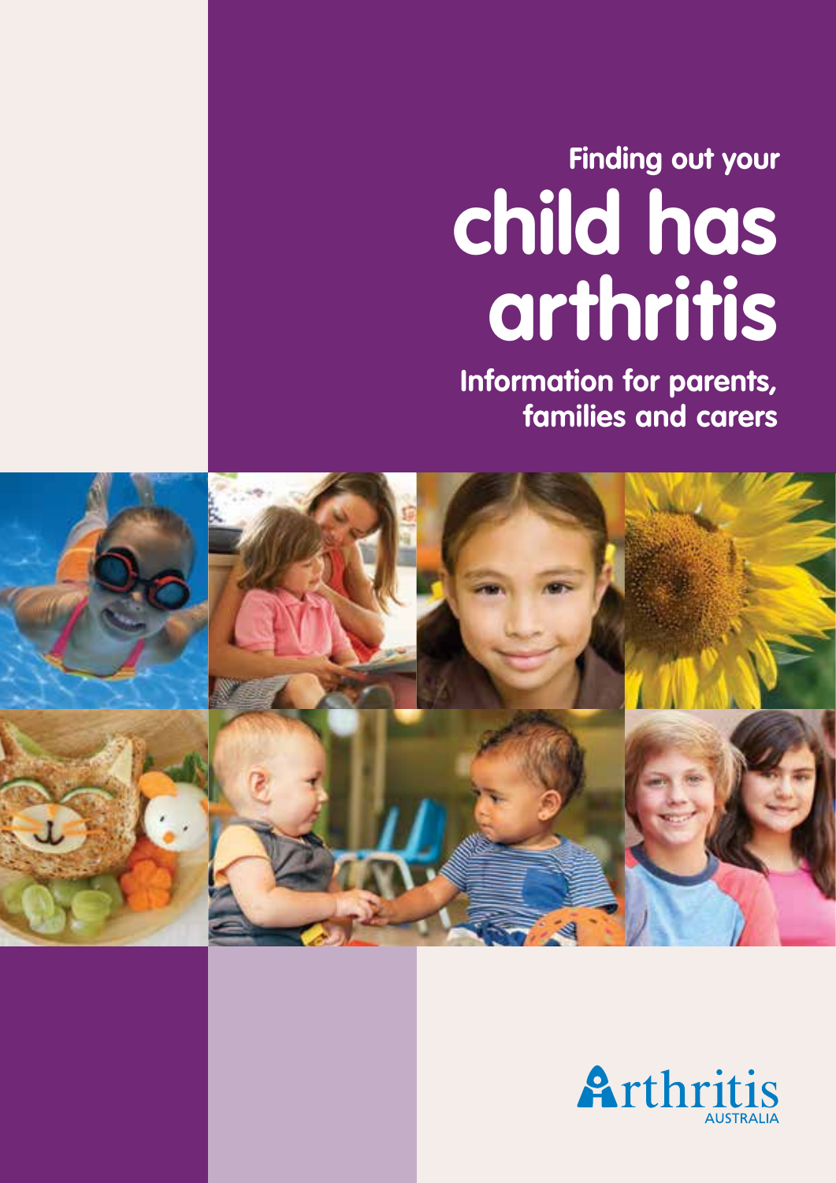# Finding out your child has arthritis

## Information for parents, families and carers

Arthritis AUSTRALIA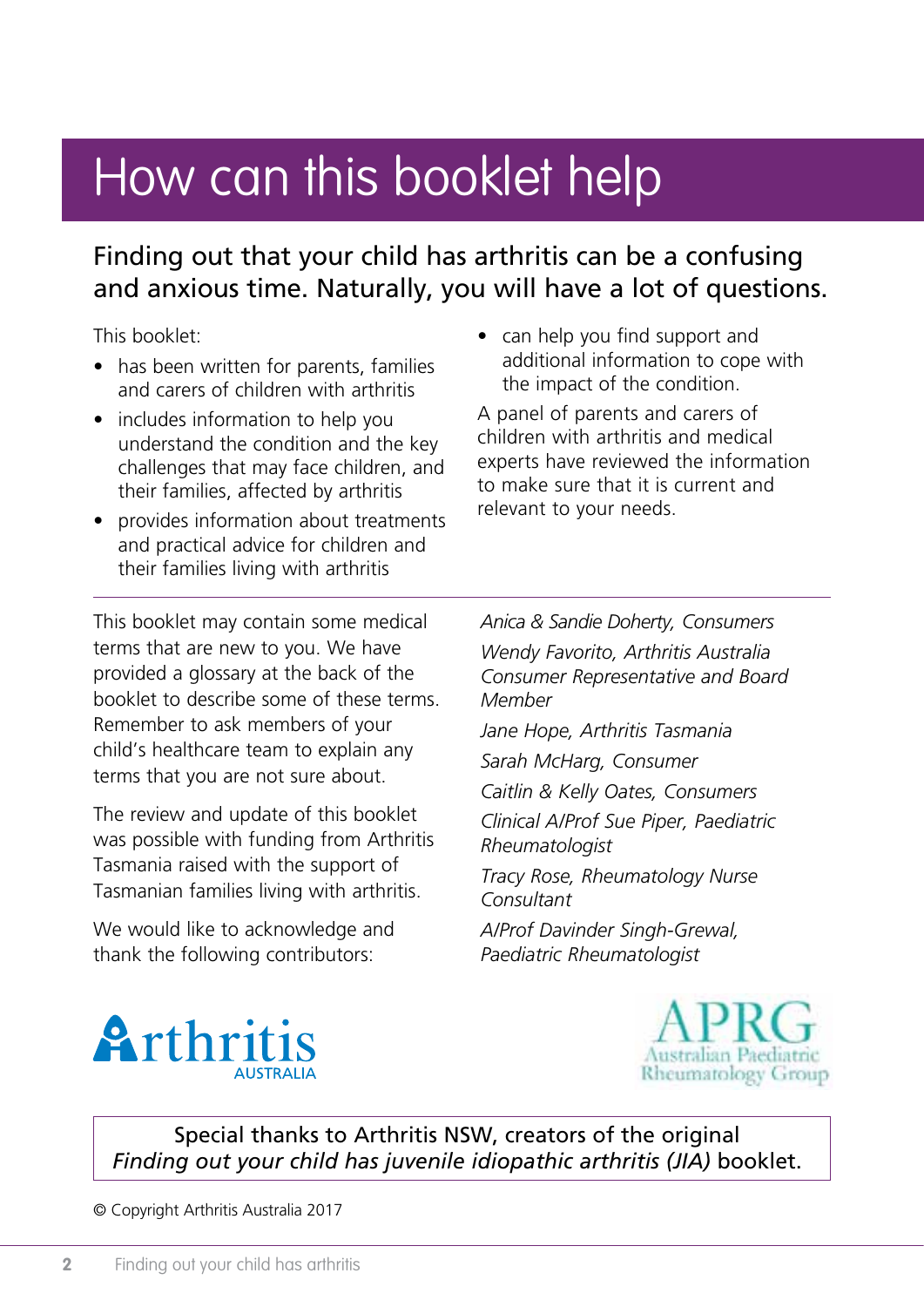# How can this booklet help

## Finding out that your child has arthritis can be a confusing and anxious time. Naturally, you will have a lot of questions.

This booklet:

- has been written for parents, families and carers of children with arthritis
- includes information to help you understand the condition and the key challenges that may face children, and their families, affected by arthritis
- provides information about treatments and practical advice for children and their families living with arthritis
- can help you find support and additional information to cope with the impact of the condition.

A panel of parents and carers of children with arthritis and medical experts have reviewed the information to make sure that it is current and relevant to your needs.

---

This booklet may contain some medical terms that are new to you. We have provided a glossary at the back of the booklet to describe some of these terms. Remember to ask members of your child's healthcare team to explain any terms that you are not sure about.

The review and update of this booklet was possible with funding from Arthritis Tasmania raised with the support of Tasmanian families living with arthritis.

We would like to acknowledge and thank the following contributors:

*Anica & Sandie Doherty, Consumers*

*Wendy Favorito, Arthritis Australia Consumer Representative and Board Member*

*Jane Hope, Arthritis Tasmania*

*Sarah McHarg, Consumer*

*Caitlin & Kelly Oates, Consumers*

*Clinical A/Prof Sue Piper, Paediatric Rheumatologist*

*Tracy Rose, Rheumatology Nurse Consultant*

*A/Prof Davinder Singh-Grewal, Paediatric Rheumatologist*

Arthritis AUSTRALIA

APRG Australian Paediatric Rheumatology Group

Special thanks to Arthritis NSW, creators of the original *Finding out your child has juvenile idiopathic arthritis (JIA)* booklet.

© Copyright Arthritis Australia 2017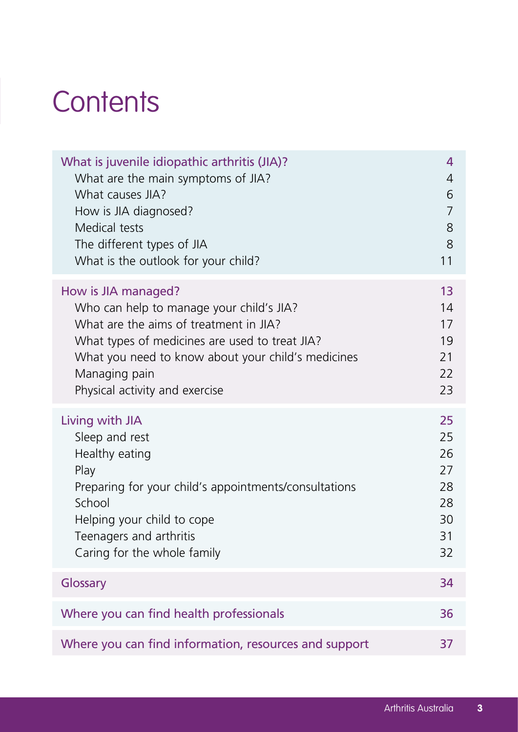# Contents

| | |
|---|---|
| What is juvenile idiopathic arthritis (JIA)? | 4 |
| What are the main symptoms of JIA? | 4 |
| What causes JIA? | 6 |
| How is JIA diagnosed? | 7 |
| Medical tests | 8 |
| The different types of JIA | 8 |
| What is the outlook for your child? | 11 |
| How is JIA managed? | 13 |
| Who can help to manage your child's JIA? | 14 |
| What are the aims of treatment in JIA? | 17 |
| What types of medicines are used to treat JIA? | 19 |
| What you need to know about your child's medicines | 21 |
| Managing pain | 22 |
| Physical activity and exercise | 23 |
| Living with JIA | 25 |
| Sleep and rest | 25 |
| Healthy eating | 26 |
| Play | 27 |
| Preparing for your child's appointments/consultations | 28 |
| School | 28 |
| Helping your child to cope | 30 |
| Teenagers and arthritis | 31 |
| Caring for the whole family | 32 |
| Glossary | 34 |
| Where you can find health professionals | 36 |
| Where you can find information, resources and support | 37 |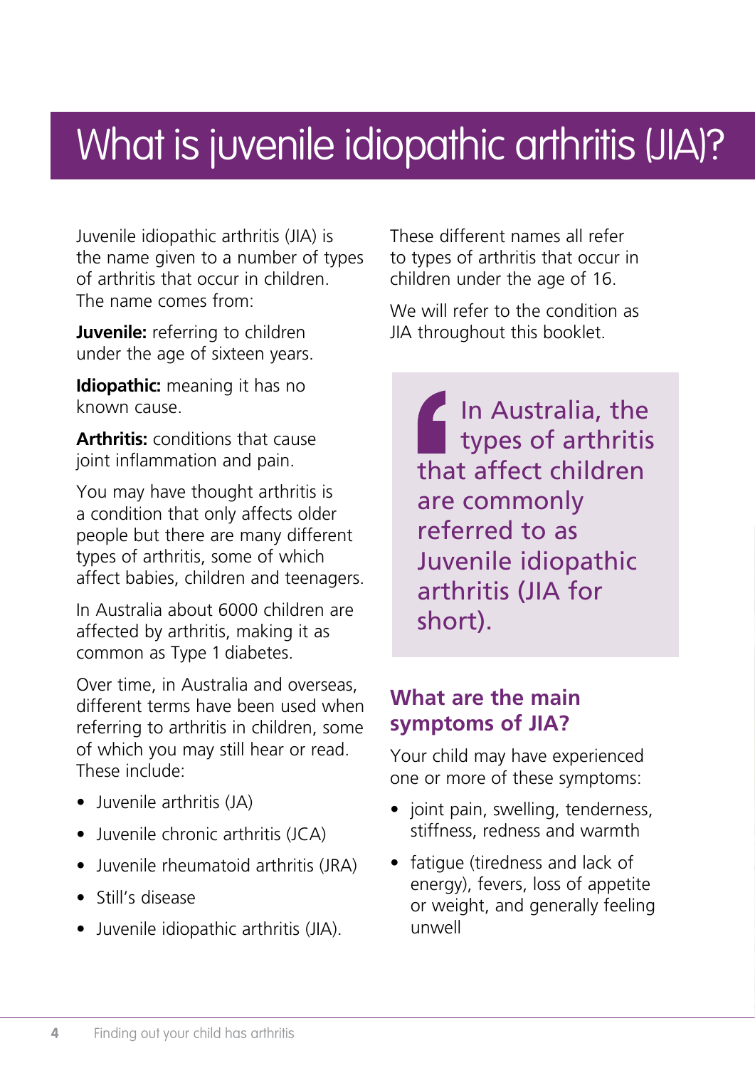# What is juvenile idiopathic arthritis (JIA)?

Juvenile idiopathic arthritis (JIA) is the name given to a number of types of arthritis that occur in children. The name comes from:

**Juvenile:** referring to children under the age of sixteen years.

**Idiopathic:** meaning it has no known cause.

**Arthritis:** conditions that cause joint inflammation and pain.

You may have thought arthritis is a condition that only affects older people but there are many different types of arthritis, some of which affect babies, children and teenagers.

In Australia about 6000 children are affected by arthritis, making it as common as Type 1 diabetes.

Over time, in Australia and overseas, different terms have been used when referring to arthritis in children, some of which you may still hear or read. These include:

- Juvenile arthritis (JA)
- Juvenile chronic arthritis (JCA)
- Juvenile rheumatoid arthritis (JRA)
- Still's disease
- Juvenile idiopathic arthritis (JIA).

These different names all refer to types of arthritis that occur in children under the age of 16.

We will refer to the condition as JIA throughout this booklet.

> In Australia, the types of arthritis that affect children are commonly referred to as Juvenile idiopathic arthritis (JIA for short).

## What are the main symptoms of JIA?

Your child may have experienced one or more of these symptoms:

- joint pain, swelling, tenderness, stiffness, redness and warmth
- fatigue (tiredness and lack of energy), fevers, loss of appetite or weight, and generally feeling unwell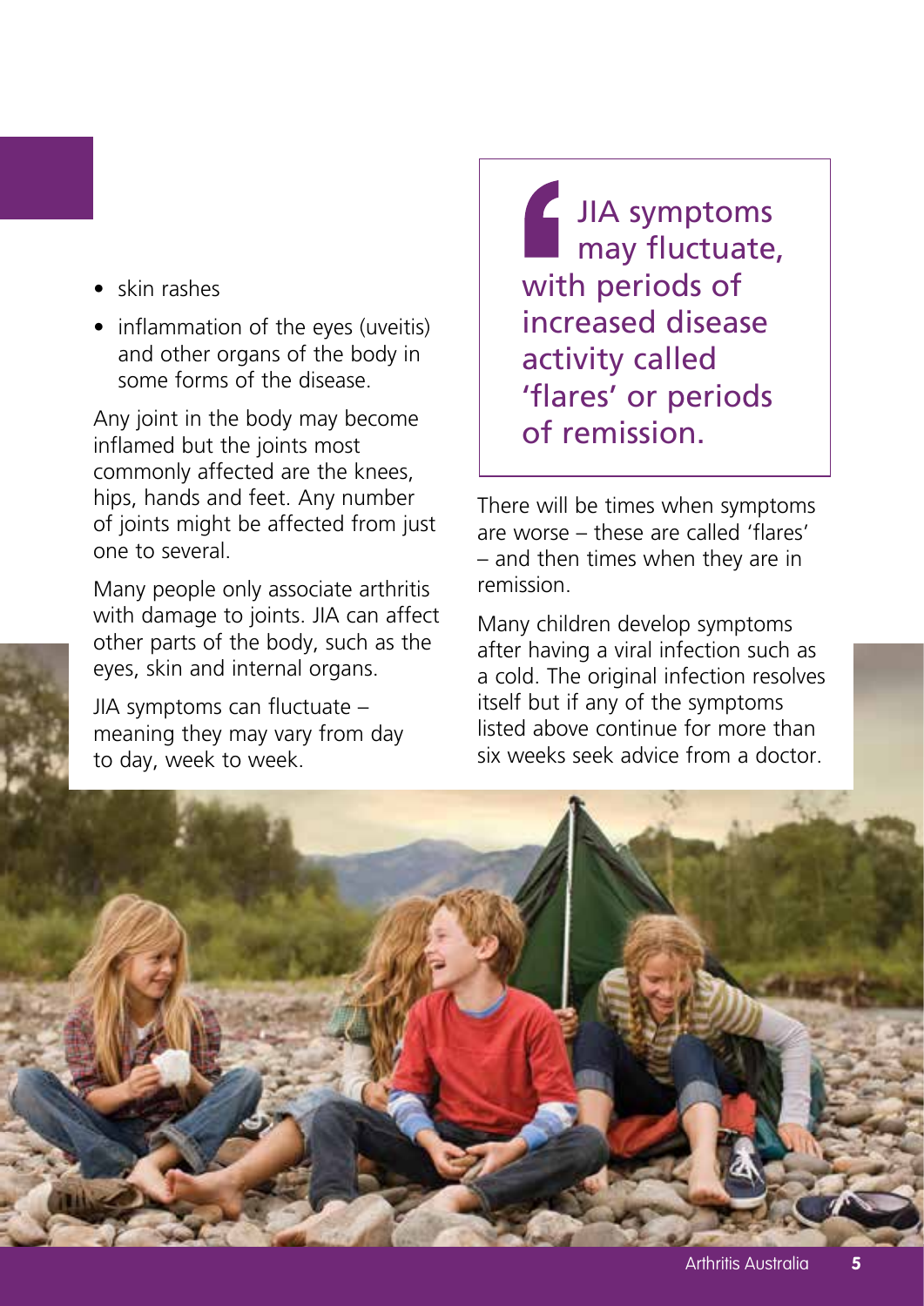- skin rashes
- inflammation of the eyes (uveitis) and other organs of the body in some forms of the disease.

Any joint in the body may become inflamed but the joints most commonly affected are the knees, hips, hands and feet. Any number of joints might be affected from just one to several.

Many people only associate arthritis with damage to joints. JIA can affect other parts of the body, such as the eyes, skin and internal organs.

JIA symptoms can fluctuate – meaning they may vary from day to day, week to week.

> JIA symptoms may fluctuate, with periods of increased disease activity called 'flares' or periods of remission.

There will be times when symptoms are worse – these are called 'flares' – and then times when they are in remission.

Many children develop symptoms after having a viral infection such as a cold. The original infection resolves itself but if any of the symptoms listed above continue for more than six weeks seek advice from a doctor.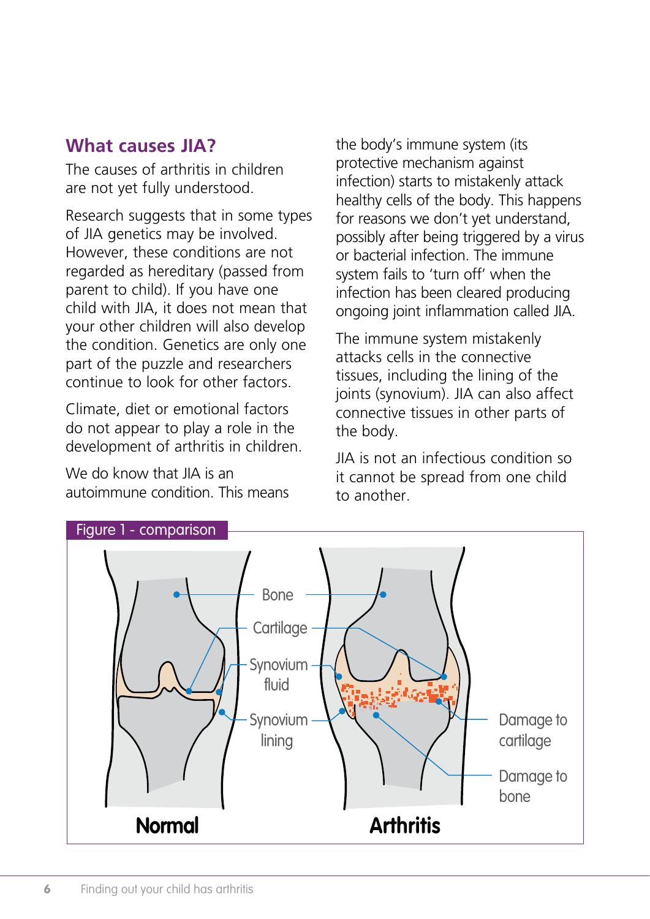## What causes JIA?

The causes of arthritis in children are not yet fully understood.

Research suggests that in some types of JIA genetics may be involved. However, these conditions are not regarded as hereditary (passed from parent to child). If you have one child with JIA, it does not mean that your other children will also develop the condition. Genetics are only one part of the puzzle and researchers continue to look for other factors.

Climate, diet or emotional factors do not appear to play a role in the development of arthritis in children.

We do know that JIA is an autoimmune condition. This means the body's immune system (its protective mechanism against infection) starts to mistakenly attack healthy cells of the body. This happens for reasons we don't yet understand, possibly after being triggered by a virus or bacterial infection. The immune system fails to 'turn off' when the infection has been cleared producing ongoing joint inflammation called JIA.

The immune system mistakenly attacks cells in the connective tissues, including the lining of the joints (synovium). JIA can also affect connective tissues in other parts of the body.

JIA is not an infectious condition so it cannot be spread from one child to another.

Figure 1 - comparison

Bone

Cartilage

Synovium fluid

Synovium lining

Damage to cartilage

Damage to bone

**Normal** **Arthritis**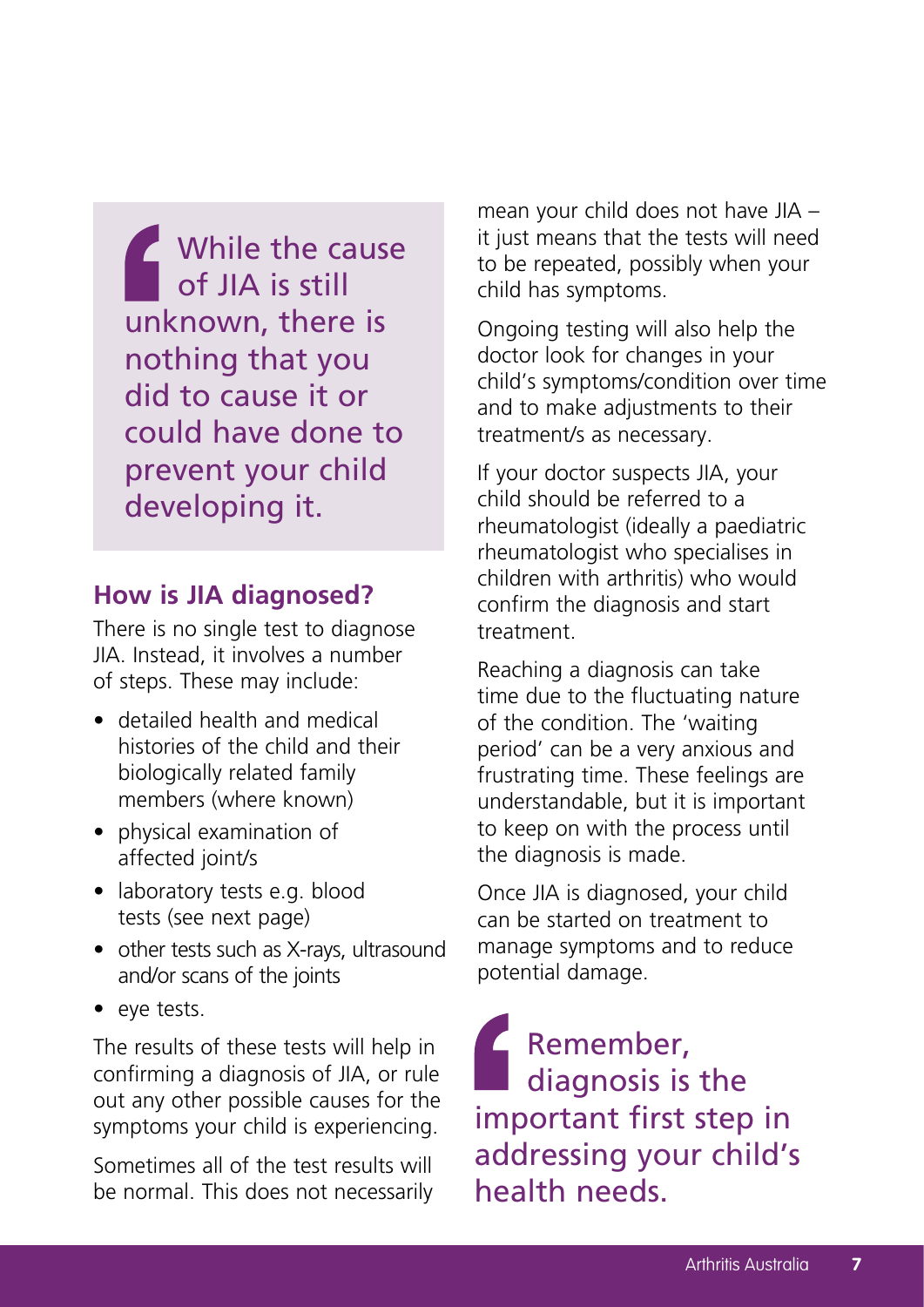> While the cause of JIA is still unknown, there is nothing that you did to cause it or could have done to prevent your child developing it.

## How is JIA diagnosed?

There is no single test to diagnose JIA. Instead, it involves a number of steps. These may include:

- detailed health and medical histories of the child and their biologically related family members (where known)
- physical examination of affected joint/s
- laboratory tests e.g. blood tests (see next page)
- other tests such as X-rays, ultrasound and/or scans of the joints
- eye tests.

The results of these tests will help in confirming a diagnosis of JIA, or rule out any other possible causes for the symptoms your child is experiencing.

Sometimes all of the test results will be normal. This does not necessarily mean your child does not have JIA – it just means that the tests will need to be repeated, possibly when your child has symptoms.

Ongoing testing will also help the doctor look for changes in your child's symptoms/condition over time and to make adjustments to their treatment/s as necessary.

If your doctor suspects JIA, your child should be referred to a rheumatologist (ideally a paediatric rheumatologist who specialises in children with arthritis) who would confirm the diagnosis and start treatment.

Reaching a diagnosis can take time due to the fluctuating nature of the condition. The 'waiting period' can be a very anxious and frustrating time. These feelings are understandable, but it is important to keep on with the process until the diagnosis is made.

Once JIA is diagnosed, your child can be started on treatment to manage symptoms and to reduce potential damage.

> Remember, diagnosis is the important first step in addressing your child's health needs.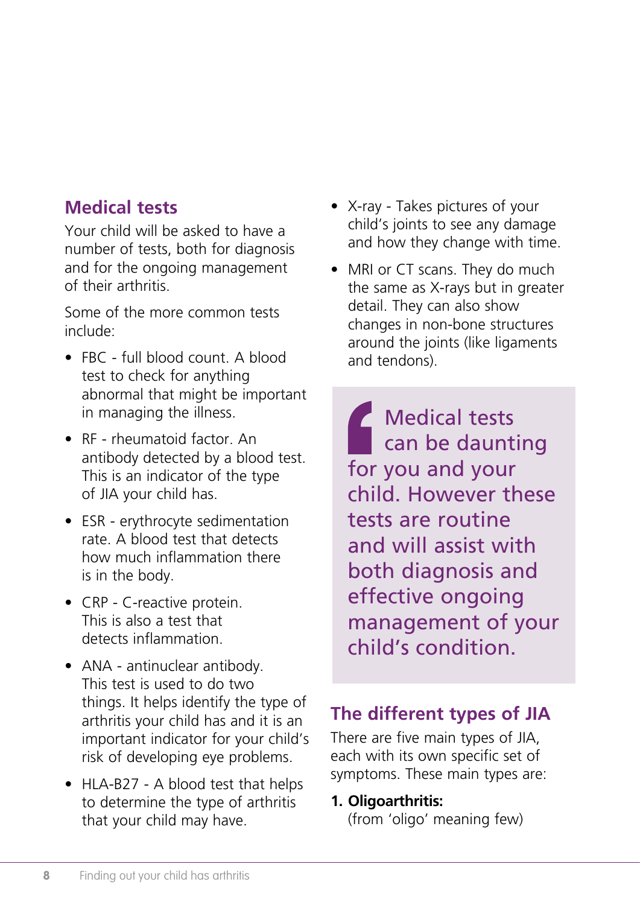## Medical tests

Your child will be asked to have a number of tests, both for diagnosis and for the ongoing management of their arthritis.

Some of the more common tests include:

- FBC - full blood count. A blood test to check for anything abnormal that might be important in managing the illness.
- RF - rheumatoid factor. An antibody detected by a blood test. This is an indicator of the type of JIA your child has.
- ESR - erythrocyte sedimentation rate. A blood test that detects how much inflammation there is in the body.
- CRP - C-reactive protein. This is also a test that detects inflammation.
- ANA - antinuclear antibody. This test is used to do two things. It helps identify the type of arthritis your child has and it is an important indicator for your child's risk of developing eye problems.
- HLA-B27 - A blood test that helps to determine the type of arthritis that your child may have.
- X-ray - Takes pictures of your child's joints to see any damage and how they change with time.
- MRI or CT scans. They do much the same as X-rays but in greater detail. They can also show changes in non-bone structures around the joints (like ligaments and tendons).

> Medical tests can be daunting for you and your child. However these tests are routine and will assist with both diagnosis and effective ongoing management of your child's condition.

## The different types of JIA

There are five main types of JIA, each with its own specific set of symptoms. These main types are:

1. **Oligoarthritis:**
   (from 'oligo' meaning few)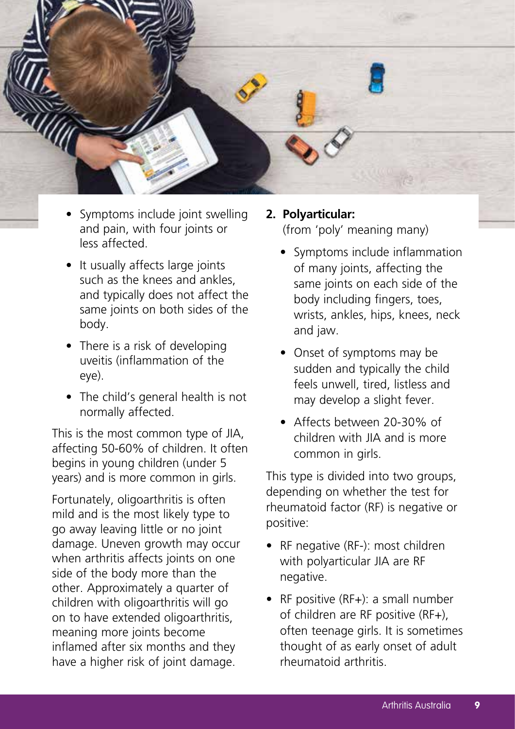- Symptoms include joint swelling and pain, with four joints or less affected.
- It usually affects large joints such as the knees and ankles, and typically does not affect the same joints on both sides of the body.
- There is a risk of developing uveitis (inflammation of the eye).
- The child's general health is not normally affected.

This is the most common type of JIA, affecting 50-60% of children. It often begins in young children (under 5 years) and is more common in girls.

Fortunately, oligoarthritis is often mild and is the most likely type to go away leaving little or no joint damage. Uneven growth may occur when arthritis affects joints on one side of the body more than the other. Approximately a quarter of children with oligoarthritis will go on to have extended oligoarthritis, meaning more joints become inflamed after six months and they have a higher risk of joint damage.

**2. Polyarticular:**
(from 'poly' meaning many)

- Symptoms include inflammation of many joints, affecting the same joints on each side of the body including fingers, toes, wrists, ankles, hips, knees, neck and jaw.
- Onset of symptoms may be sudden and typically the child feels unwell, tired, listless and may develop a slight fever.
- Affects between 20-30% of children with JIA and is more common in girls.

This type is divided into two groups, depending on whether the test for rheumatoid factor (RF) is negative or positive:

- RF negative (RF-): most children with polyarticular JIA are RF negative.
- RF positive (RF+): a small number of children are RF positive (RF+), often teenage girls. It is sometimes thought of as early onset of adult rheumatoid arthritis.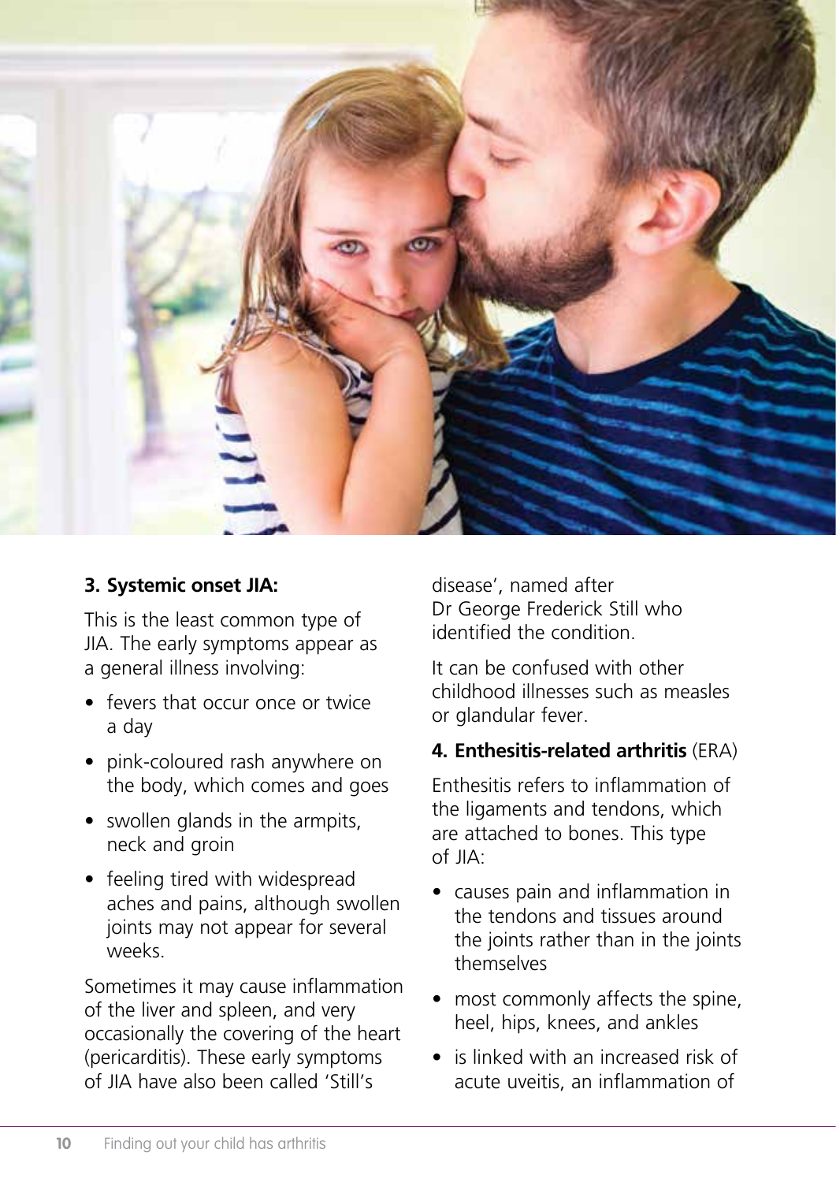### 3. Systemic onset JIA:

This is the least common type of JIA. The early symptoms appear as a general illness involving:

- fevers that occur once or twice a day
- pink-coloured rash anywhere on the body, which comes and goes
- swollen glands in the armpits, neck and groin
- feeling tired with widespread aches and pains, although swollen joints may not appear for several weeks.

Sometimes it may cause inflammation of the liver and spleen, and very occasionally the covering of the heart (pericarditis). These early symptoms of JIA have also been called 'Still's disease', named after Dr George Frederick Still who identified the condition.

It can be confused with other childhood illnesses such as measles or glandular fever.

### 4. Enthesitis-related arthritis (ERA)

Enthesitis refers to inflammation of the ligaments and tendons, which are attached to bones. This type of JIA:

- causes pain and inflammation in the tendons and tissues around the joints rather than in the joints themselves
- most commonly affects the spine, heel, hips, knees, and ankles
- is linked with an increased risk of acute uveitis, an inflammation of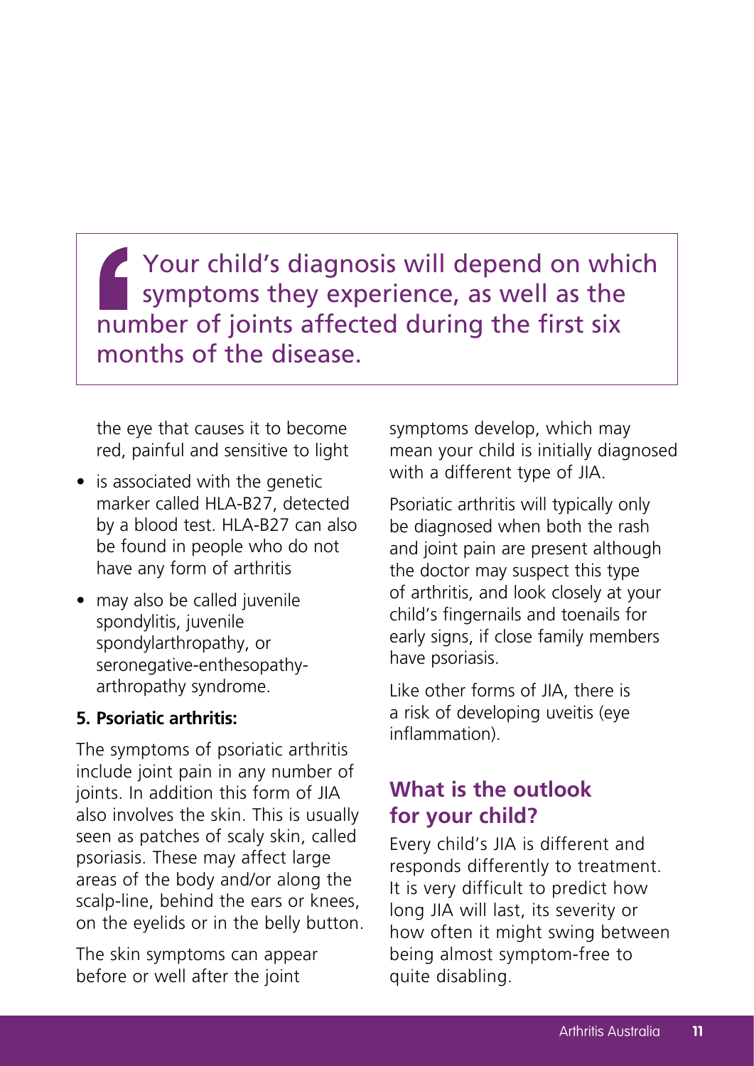> Your child's diagnosis will depend on which symptoms they experience, as well as the number of joints affected during the first six months of the disease.

the eye that causes it to become red, painful and sensitive to light

- is associated with the genetic marker called HLA-B27, detected by a blood test. HLA-B27 can also be found in people who do not have any form of arthritis
- may also be called juvenile spondylitis, juvenile spondylarthropathy, or seronegative-enthesopathy-arthropathy syndrome.

**5. Psoriatic arthritis:**

The symptoms of psoriatic arthritis include joint pain in any number of joints. In addition this form of JIA also involves the skin. This is usually seen as patches of scaly skin, called psoriasis. These may affect large areas of the body and/or along the scalp-line, behind the ears or knees, on the eyelids or in the belly button.

The skin symptoms can appear before or well after the joint symptoms develop, which may mean your child is initially diagnosed with a different type of JIA.

Psoriatic arthritis will typically only be diagnosed when both the rash and joint pain are present although the doctor may suspect this type of arthritis, and look closely at your child's fingernails and toenails for early signs, if close family members have psoriasis.

Like other forms of JIA, there is a risk of developing uveitis (eye inflammation).

## What is the outlook for your child?

Every child's JIA is different and responds differently to treatment. It is very difficult to predict how long JIA will last, its severity or how often it might swing between being almost symptom-free to quite disabling.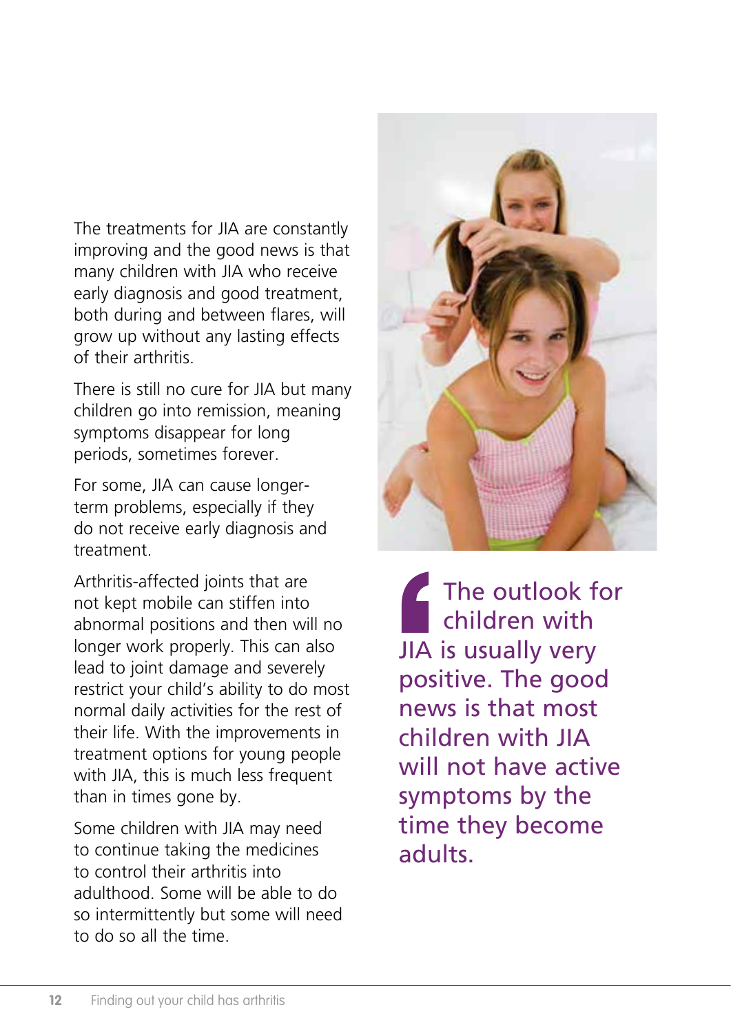The treatments for JIA are constantly improving and the good news is that many children with JIA who receive early diagnosis and good treatment, both during and between flares, will grow up without any lasting effects of their arthritis.

There is still no cure for JIA but many children go into remission, meaning symptoms disappear for long periods, sometimes forever.

For some, JIA can cause longer-term problems, especially if they do not receive early diagnosis and treatment.

Arthritis-affected joints that are not kept mobile can stiffen into abnormal positions and then will no longer work properly. This can also lead to joint damage and severely restrict your child's ability to do most normal daily activities for the rest of their life. With the improvements in treatment options for young people with JIA, this is much less frequent than in times gone by.

Some children with JIA may need to continue taking the medicines to control their arthritis into adulthood. Some will be able to do so intermittently but some will need to do so all the time.

> The outlook for children with JIA is usually very positive. The good news is that most children with JIA will not have active symptoms by the time they become adults.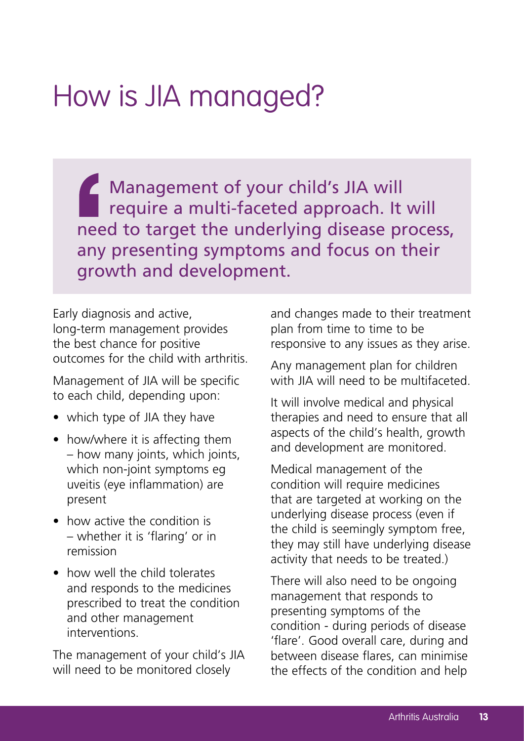# How is JIA managed?

> Management of your child's JIA will require a multi-faceted approach. It will need to target the underlying disease process, any presenting symptoms and focus on their growth and development.

Early diagnosis and active, long-term management provides the best chance for positive outcomes for the child with arthritis.

Management of JIA will be specific to each child, depending upon:

- which type of JIA they have
- how/where it is affecting them – how many joints, which joints, which non-joint symptoms eg uveitis (eye inflammation) are present
- how active the condition is – whether it is 'flaring' or in remission
- how well the child tolerates and responds to the medicines prescribed to treat the condition and other management interventions.

The management of your child's JIA will need to be monitored closely and changes made to their treatment plan from time to time to be responsive to any issues as they arise.

Any management plan for children with JIA will need to be multifaceted.

It will involve medical and physical therapies and need to ensure that all aspects of the child's health, growth and development are monitored.

Medical management of the condition will require medicines that are targeted at working on the underlying disease process (even if the child is seemingly symptom free, they may still have underlying disease activity that needs to be treated.)

There will also need to be ongoing management that responds to presenting symptoms of the condition - during periods of disease 'flare'. Good overall care, during and between disease flares, can minimise the effects of the condition and help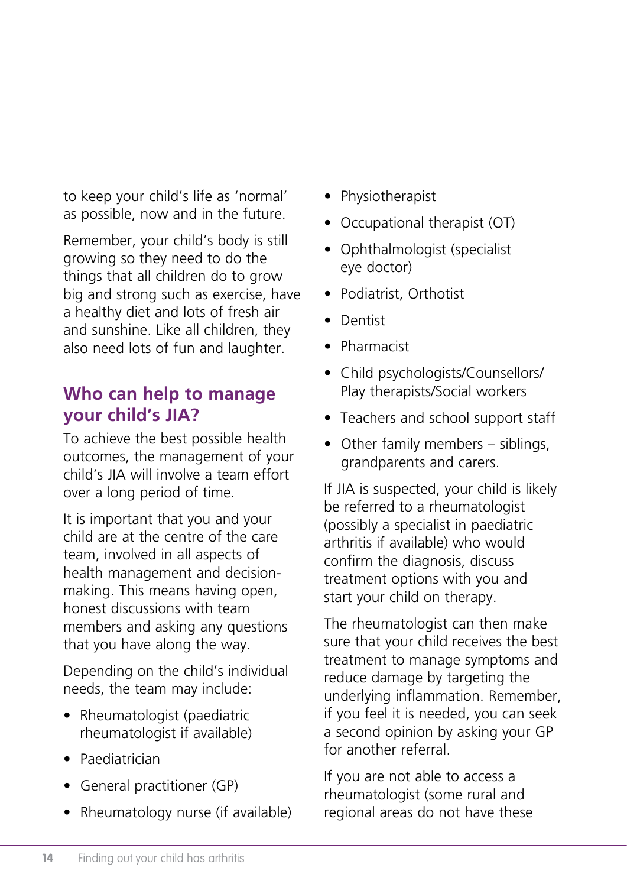to keep your child's life as 'normal' as possible, now and in the future.

Remember, your child's body is still growing so they need to do the things that all children do to grow big and strong such as exercise, have a healthy diet and lots of fresh air and sunshine. Like all children, they also need lots of fun and laughter.

## Who can help to manage your child's JIA?

To achieve the best possible health outcomes, the management of your child's JIA will involve a team effort over a long period of time.

It is important that you and your child are at the centre of the care team, involved in all aspects of health management and decision-making. This means having open, honest discussions with team members and asking any questions that you have along the way.

Depending on the child's individual needs, the team may include:

- Rheumatologist (paediatric rheumatologist if available)
- Paediatrician
- General practitioner (GP)
- Rheumatology nurse (if available)
- Physiotherapist
- Occupational therapist (OT)
- Ophthalmologist (specialist eye doctor)
- Podiatrist, Orthotist
- Dentist
- Pharmacist
- Child psychologists/Counsellors/Play therapists/Social workers
- Teachers and school support staff
- Other family members – siblings, grandparents and carers.

If JIA is suspected, your child is likely be referred to a rheumatologist (possibly a specialist in paediatric arthritis if available) who would confirm the diagnosis, discuss treatment options with you and start your child on therapy.

The rheumatologist can then make sure that your child receives the best treatment to manage symptoms and reduce damage by targeting the underlying inflammation. Remember, if you feel it is needed, you can seek a second opinion by asking your GP for another referral.

If you are not able to access a rheumatologist (some rural and regional areas do not have these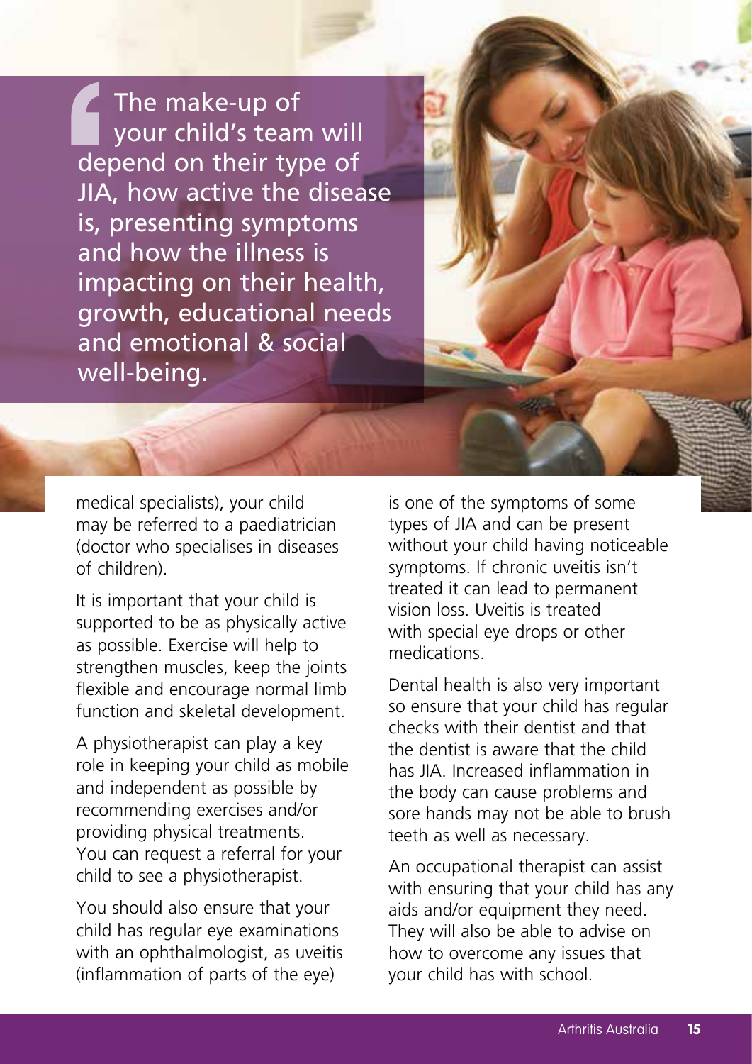> The make-up of your child's team will depend on their type of JIA, how active the disease is, presenting symptoms and how the illness is impacting on their health, growth, educational needs and emotional & social well-being.

medical specialists), your child may be referred to a paediatrician (doctor who specialises in diseases of children).

It is important that your child is supported to be as physically active as possible. Exercise will help to strengthen muscles, keep the joints flexible and encourage normal limb function and skeletal development.

A physiotherapist can play a key role in keeping your child as mobile and independent as possible by recommending exercises and/or providing physical treatments. You can request a referral for your child to see a physiotherapist.

You should also ensure that your child has regular eye examinations with an ophthalmologist, as uveitis (inflammation of parts of the eye) is one of the symptoms of some types of JIA and can be present without your child having noticeable symptoms. If chronic uveitis isn't treated it can lead to permanent vision loss. Uveitis is treated with special eye drops or other medications.

Dental health is also very important so ensure that your child has regular checks with their dentist and that the dentist is aware that the child has JIA. Increased inflammation in the body can cause problems and sore hands may not be able to brush teeth as well as necessary.

An occupational therapist can assist with ensuring that your child has any aids and/or equipment they need. They will also be able to advise on how to overcome any issues that your child has with school.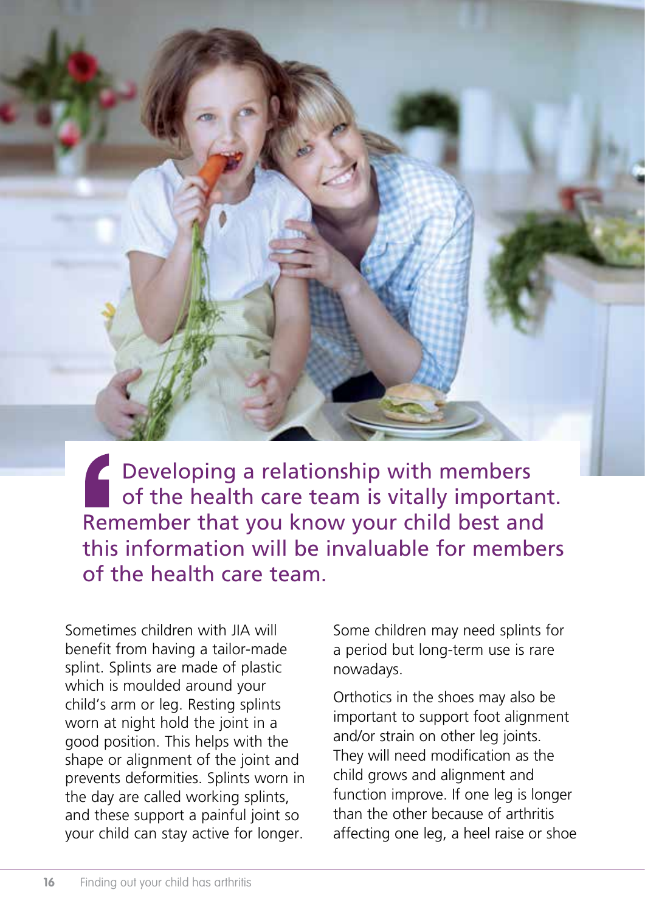> Developing a relationship with members of the health care team is vitally important. Remember that you know your child best and this information will be invaluable for members of the health care team.

Sometimes children with JIA will benefit from having a tailor-made splint. Splints are made of plastic which is moulded around your child's arm or leg. Resting splints worn at night hold the joint in a good position. This helps with the shape or alignment of the joint and prevents deformities. Splints worn in the day are called working splints, and these support a painful joint so your child can stay active for longer.

Some children may need splints for a period but long-term use is rare nowadays.

Orthotics in the shoes may also be important to support foot alignment and/or strain on other leg joints. They will need modification as the child grows and alignment and function improve. If one leg is longer than the other because of arthritis affecting one leg, a heel raise or shoe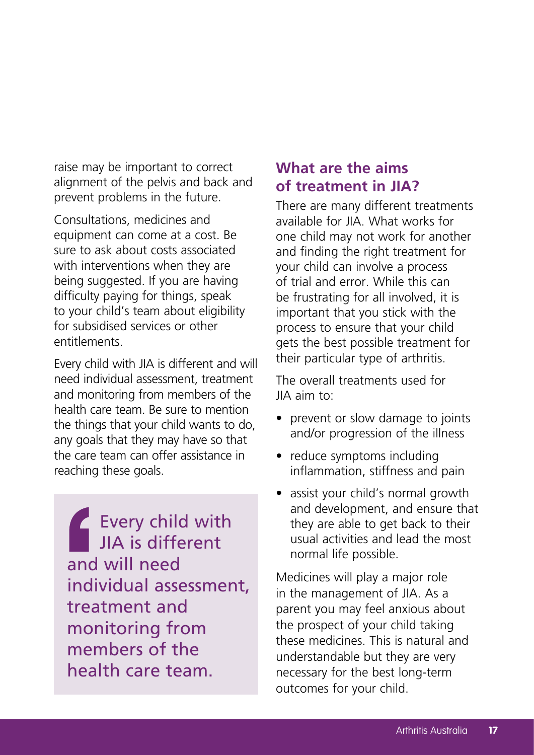raise may be important to correct alignment of the pelvis and back and prevent problems in the future.

Consultations, medicines and equipment can come at a cost. Be sure to ask about costs associated with interventions when they are being suggested. If you are having difficulty paying for things, speak to your child's team about eligibility for subsidised services or other entitlements.

Every child with JIA is different and will need individual assessment, treatment and monitoring from members of the health care team. Be sure to mention the things that your child wants to do, any goals that they may have so that the care team can offer assistance in reaching these goals.

> Every child with JIA is different and will need individual assessment, treatment and monitoring from members of the health care team.

## What are the aims of treatment in JIA?

There are many different treatments available for JIA. What works for one child may not work for another and finding the right treatment for your child can involve a process of trial and error. While this can be frustrating for all involved, it is important that you stick with the process to ensure that your child gets the best possible treatment for their particular type of arthritis.

The overall treatments used for JIA aim to:

- prevent or slow damage to joints and/or progression of the illness
- reduce symptoms including inflammation, stiffness and pain
- assist your child's normal growth and development, and ensure that they are able to get back to their usual activities and lead the most normal life possible.

Medicines will play a major role in the management of JIA. As a parent you may feel anxious about the prospect of your child taking these medicines. This is natural and understandable but they are very necessary for the best long-term outcomes for your child.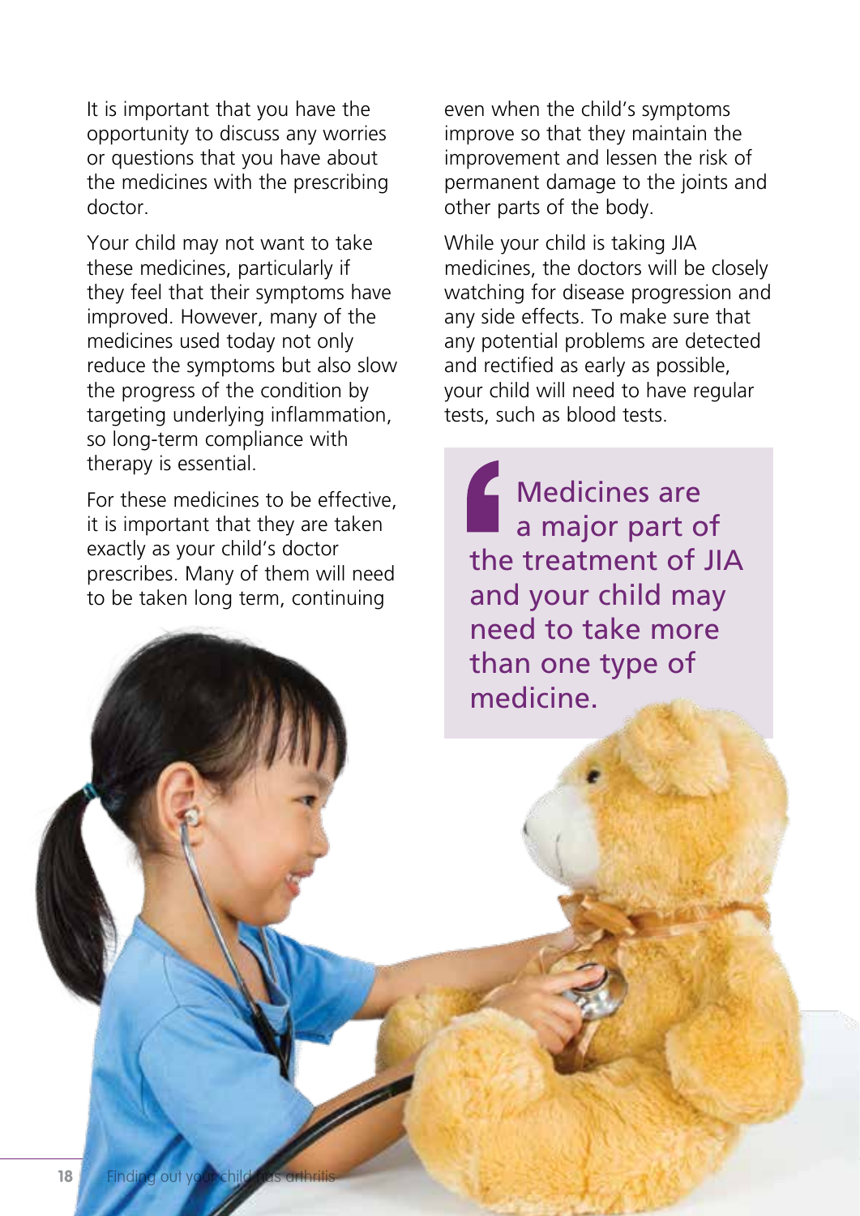It is important that you have the opportunity to discuss any worries or questions that you have about the medicines with the prescribing doctor.

Your child may not want to take these medicines, particularly if they feel that their symptoms have improved. However, many of the medicines used today not only reduce the symptoms but also slow the progress of the condition by targeting underlying inflammation, so long-term compliance with therapy is essential.

For these medicines to be effective, it is important that they are taken exactly as your child's doctor prescribes. Many of them will need to be taken long term, continuing even when the child's symptoms improve so that they maintain the improvement and lessen the risk of permanent damage to the joints and other parts of the body.

While your child is taking JIA medicines, the doctors will be closely watching for disease progression and any side effects. To make sure that any potential problems are detected and rectified as early as possible, your child will need to have regular tests, such as blood tests.

> Medicines are a major part of the treatment of JIA and your child may need to take more than one type of medicine.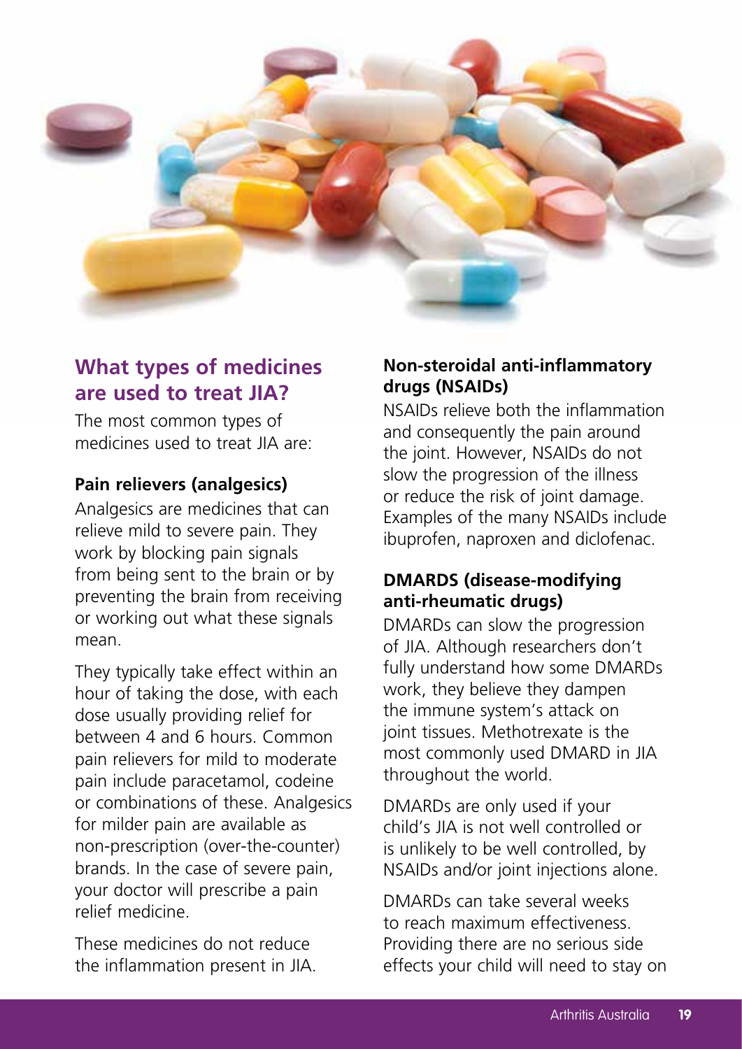## What types of medicines are used to treat JIA?

The most common types of medicines used to treat JIA are:

### Pain relievers (analgesics)

Analgesics are medicines that can relieve mild to severe pain. They work by blocking pain signals from being sent to the brain or by preventing the brain from receiving or working out what these signals mean.

They typically take effect within an hour of taking the dose, with each dose usually providing relief for between 4 and 6 hours. Common pain relievers for mild to moderate pain include paracetamol, codeine or combinations of these. Analgesics for milder pain are available as non-prescription (over-the-counter) brands. In the case of severe pain, your doctor will prescribe a pain relief medicine.

These medicines do not reduce the inflammation present in JIA.

### Non-steroidal anti-inflammatory drugs (NSAIDs)

NSAIDs relieve both the inflammation and consequently the pain around the joint. However, NSAIDs do not slow the progression of the illness or reduce the risk of joint damage. Examples of the many NSAIDs include ibuprofen, naproxen and diclofenac.

### DMARDS (disease-modifying anti-rheumatic drugs)

DMARDs can slow the progression of JIA. Although researchers don't fully understand how some DMARDs work, they believe they dampen the immune system's attack on joint tissues. Methotrexate is the most commonly used DMARD in JIA throughout the world.

DMARDs are only used if your child's JIA is not well controlled or is unlikely to be well controlled, by NSAIDs and/or joint injections alone.

DMARDs can take several weeks to reach maximum effectiveness. Providing there are no serious side effects your child will need to stay on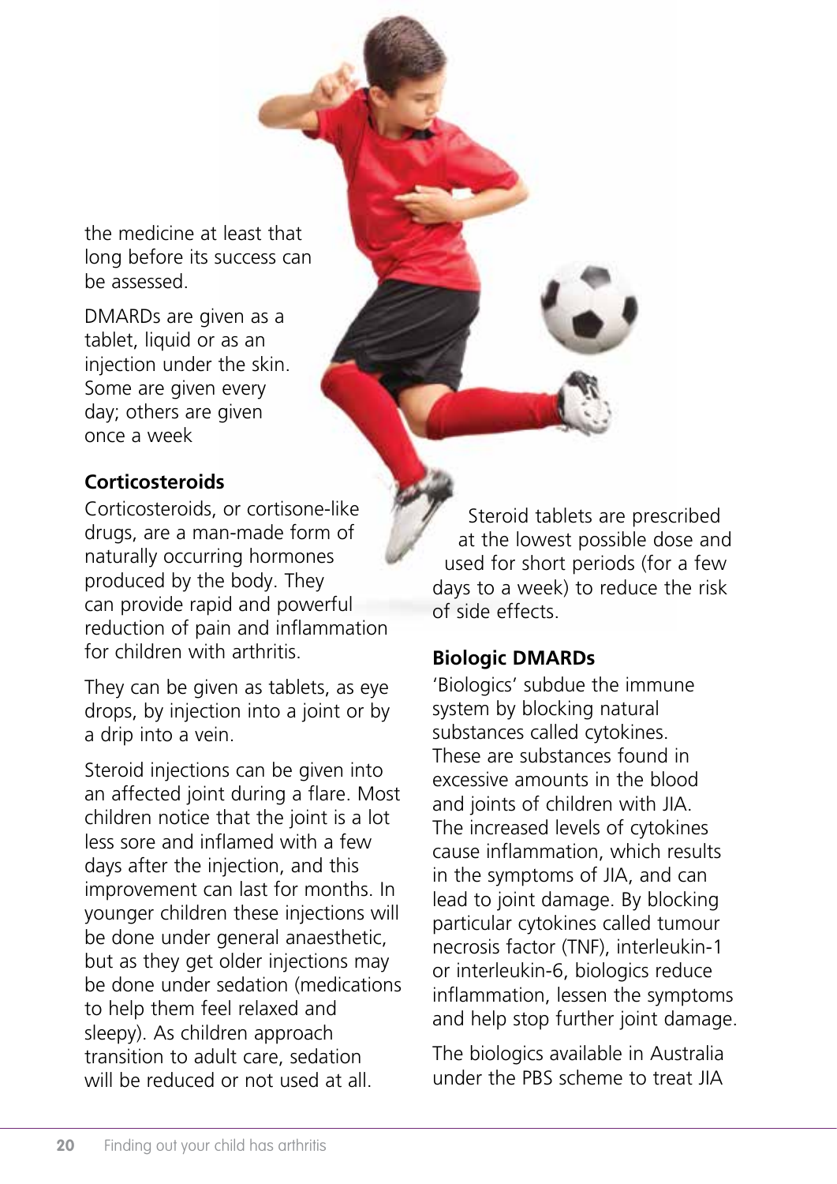the medicine at least that long before its success can be assessed.

DMARDs are given as a tablet, liquid or as an injection under the skin. Some are given every day; others are given once a week

### Corticosteroids

Corticosteroids, or cortisone-like drugs, are a man-made form of naturally occurring hormones produced by the body. They can provide rapid and powerful reduction of pain and inflammation for children with arthritis.

They can be given as tablets, as eye drops, by injection into a joint or by a drip into a vein.

Steroid injections can be given into an affected joint during a flare. Most children notice that the joint is a lot less sore and inflamed with a few days after the injection, and this improvement can last for months. In younger children these injections will be done under general anaesthetic, but as they get older injections may be done under sedation (medications to help them feel relaxed and sleepy). As children approach transition to adult care, sedation will be reduced or not used at all.

Steroid tablets are prescribed at the lowest possible dose and used for short periods (for a few days to a week) to reduce the risk of side effects.

### Biologic DMARDs

'Biologics' subdue the immune system by blocking natural substances called cytokines. These are substances found in excessive amounts in the blood and joints of children with JIA. The increased levels of cytokines cause inflammation, which results in the symptoms of JIA, and can lead to joint damage. By blocking particular cytokines called tumour necrosis factor (TNF), interleukin-1 or interleukin-6, biologics reduce inflammation, lessen the symptoms and help stop further joint damage.

The biologics available in Australia under the PBS scheme to treat JIA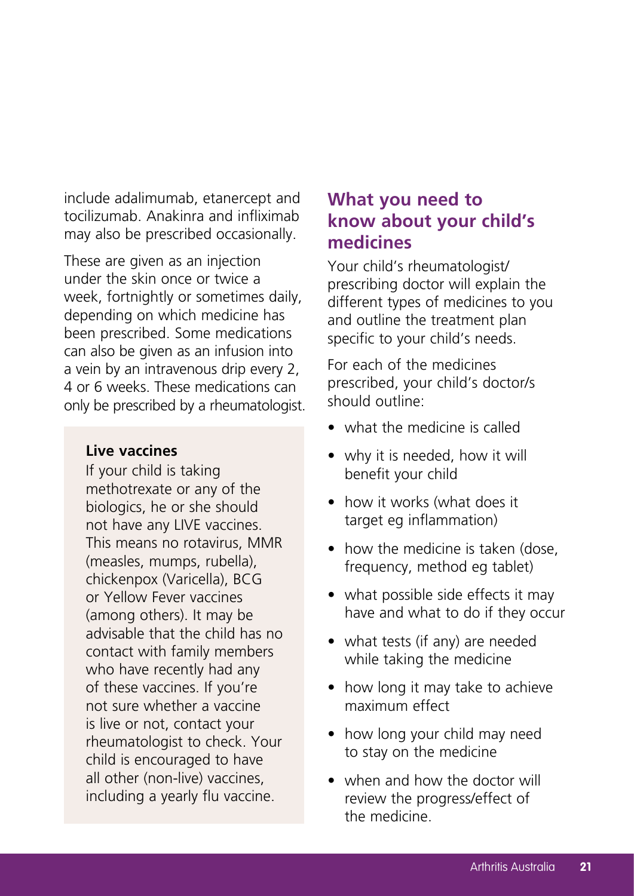include adalimumab, etanercept and tocilizumab. Anakinra and infliximab may also be prescribed occasionally.

These are given as an injection under the skin once or twice a week, fortnightly or sometimes daily, depending on which medicine has been prescribed. Some medications can also be given as an infusion into a vein by an intravenous drip every 2, 4 or 6 weeks. These medications can only be prescribed by a rheumatologist.

**Live vaccines**

If your child is taking methotrexate or any of the biologics, he or she should not have any LIVE vaccines. This means no rotavirus, MMR (measles, mumps, rubella), chickenpox (Varicella), BCG or Yellow Fever vaccines (among others). It may be advisable that the child has no contact with family members who have recently had any of these vaccines. If you're not sure whether a vaccine is live or not, contact your rheumatologist to check. Your child is encouraged to have all other (non-live) vaccines, including a yearly flu vaccine.

## What you need to know about your child's medicines

Your child's rheumatologist/prescribing doctor will explain the different types of medicines to you and outline the treatment plan specific to your child's needs.

For each of the medicines prescribed, your child's doctor/s should outline:

- what the medicine is called
- why it is needed, how it will benefit your child
- how it works (what does it target eg inflammation)
- how the medicine is taken (dose, frequency, method eg tablet)
- what possible side effects it may have and what to do if they occur
- what tests (if any) are needed while taking the medicine
- how long it may take to achieve maximum effect
- how long your child may need to stay on the medicine
- when and how the doctor will review the progress/effect of the medicine.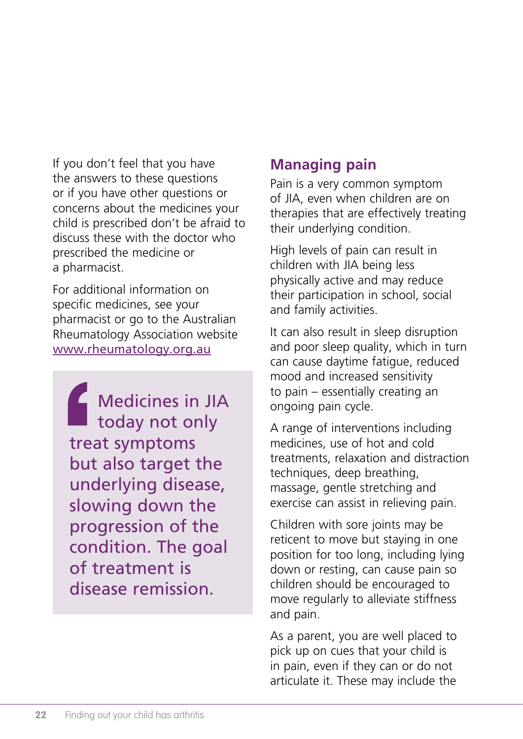If you don't feel that you have the answers to these questions or if you have other questions or concerns about the medicines your child is prescribed don't be afraid to discuss these with the doctor who prescribed the medicine or a pharmacist.

For additional information on specific medicines, see your pharmacist or go to the Australian Rheumatology Association website [www.rheumatology.org.au](http://www.rheumatology.org.au)

> Medicines in JIA today not only treat symptoms but also target the underlying disease, slowing down the progression of the condition. The goal of treatment is disease remission.

## Managing pain

Pain is a very common symptom of JIA, even when children are on therapies that are effectively treating their underlying condition.

High levels of pain can result in children with JIA being less physically active and may reduce their participation in school, social and family activities.

It can also result in sleep disruption and poor sleep quality, which in turn can cause daytime fatigue, reduced mood and increased sensitivity to pain – essentially creating an ongoing pain cycle.

A range of interventions including medicines, use of hot and cold treatments, relaxation and distraction techniques, deep breathing, massage, gentle stretching and exercise can assist in relieving pain.

Children with sore joints may be reticent to move but staying in one position for too long, including lying down or resting, can cause pain so children should be encouraged to move regularly to alleviate stiffness and pain.

As a parent, you are well placed to pick up on cues that your child is in pain, even if they can or do not articulate it. These may include the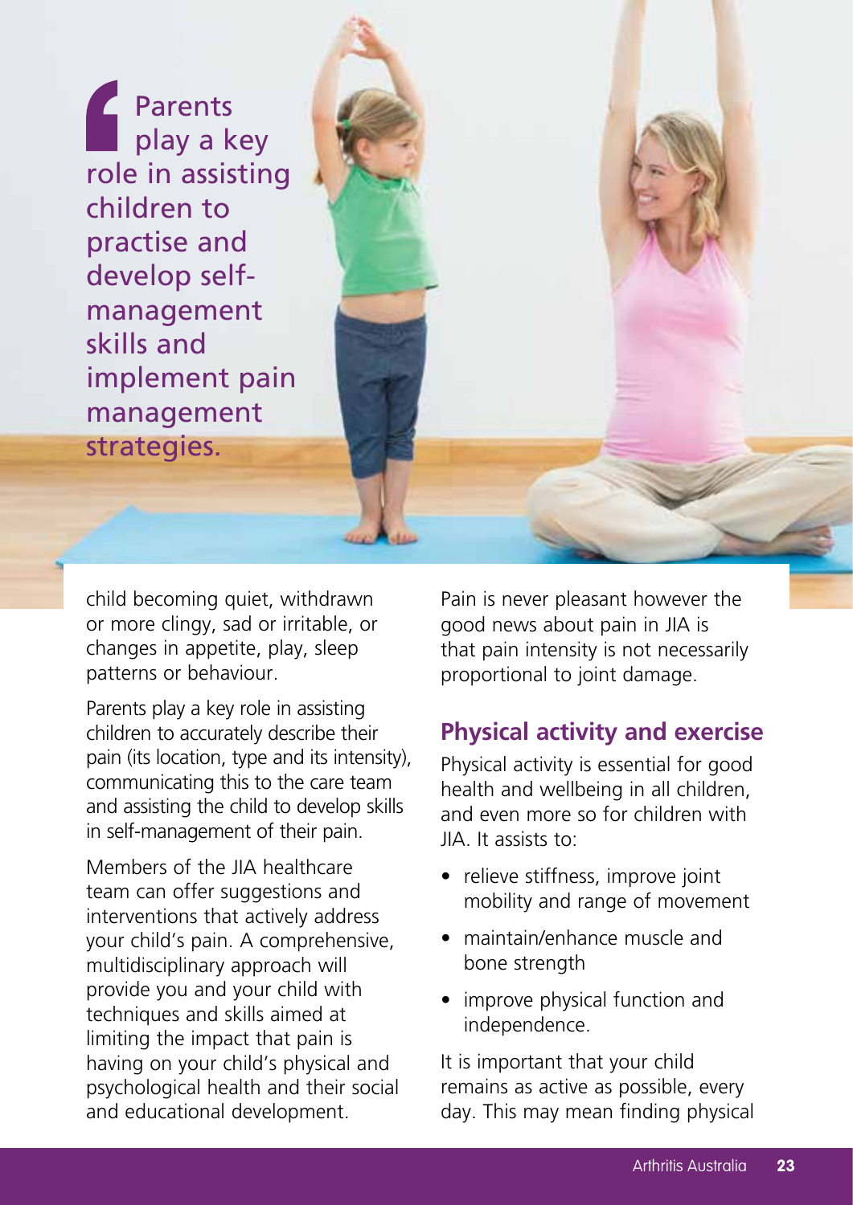> Parents play a key role in assisting children to practise and develop self-management skills and implement pain management strategies.

child becoming quiet, withdrawn or more clingy, sad or irritable, or changes in appetite, play, sleep patterns or behaviour.

Parents play a key role in assisting children to accurately describe their pain (its location, type and its intensity), communicating this to the care team and assisting the child to develop skills in self-management of their pain.

Members of the JIA healthcare team can offer suggestions and interventions that actively address your child's pain. A comprehensive, multidisciplinary approach will provide you and your child with techniques and skills aimed at limiting the impact that pain is having on your child's physical and psychological health and their social and educational development.

Pain is never pleasant however the good news about pain in JIA is that pain intensity is not necessarily proportional to joint damage.

## Physical activity and exercise

Physical activity is essential for good health and wellbeing in all children, and even more so for children with JIA. It assists to:

- relieve stiffness, improve joint mobility and range of movement
- maintain/enhance muscle and bone strength
- improve physical function and independence.

It is important that your child remains as active as possible, every day. This may mean finding physical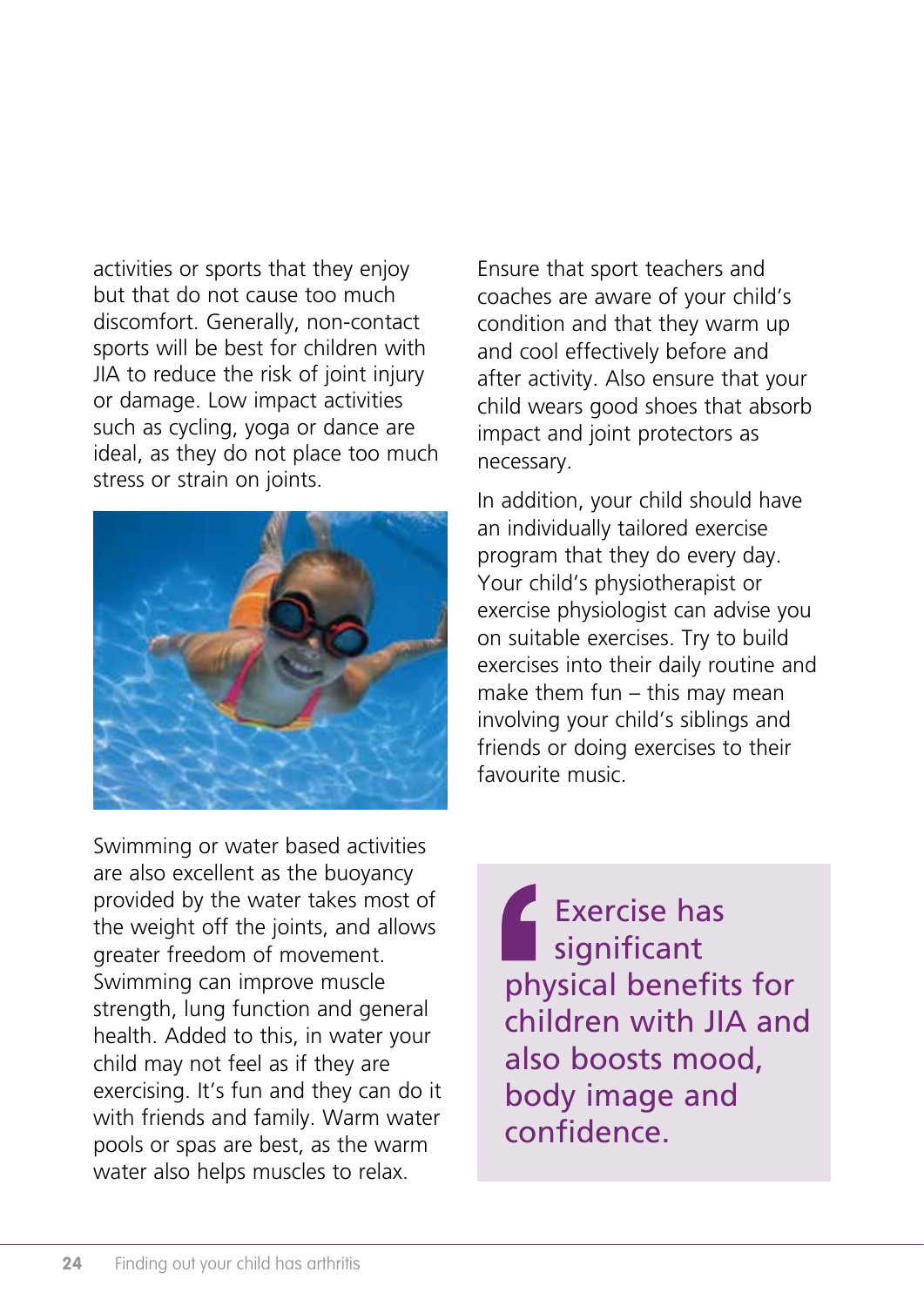activities or sports that they enjoy but that do not cause too much discomfort. Generally, non-contact sports will be best for children with JIA to reduce the risk of joint injury or damage. Low impact activities such as cycling, yoga or dance are ideal, as they do not place too much stress or strain on joints.

Swimming or water based activities are also excellent as the buoyancy provided by the water takes most of the weight off the joints, and allows greater freedom of movement. Swimming can improve muscle strength, lung function and general health. Added to this, in water your child may not feel as if they are exercising. It's fun and they can do it with friends and family. Warm water pools or spas are best, as the warm water also helps muscles to relax.

Ensure that sport teachers and coaches are aware of your child's condition and that they warm up and cool effectively before and after activity. Also ensure that your child wears good shoes that absorb impact and joint protectors as necessary.

In addition, your child should have an individually tailored exercise program that they do every day. Your child's physiotherapist or exercise physiologist can advise you on suitable exercises. Try to build exercises into their daily routine and make them fun – this may mean involving your child's siblings and friends or doing exercises to their favourite music.

> Exercise has significant physical benefits for children with JIA and also boosts mood, body image and confidence.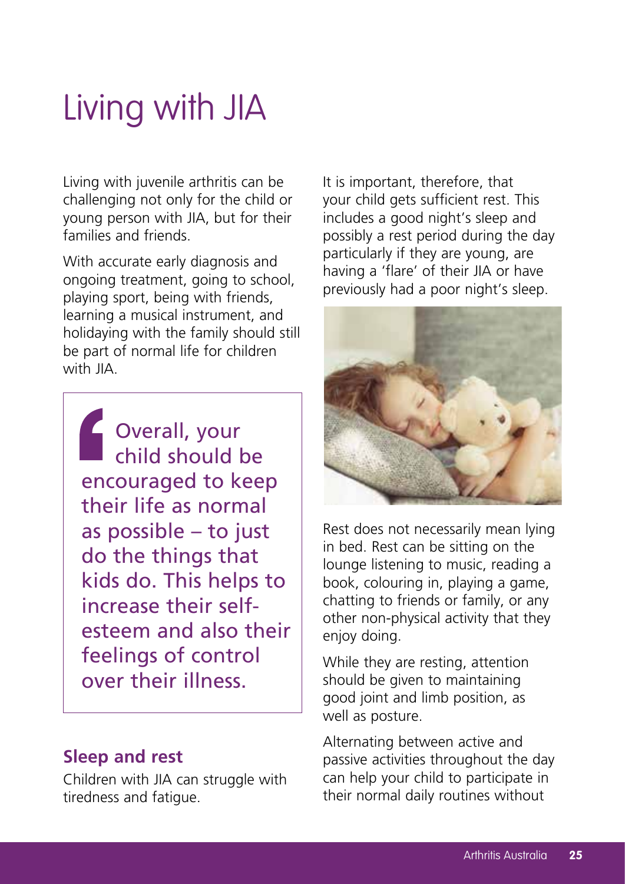# Living with JIA

Living with juvenile arthritis can be challenging not only for the child or young person with JIA, but for their families and friends.

With accurate early diagnosis and ongoing treatment, going to school, playing sport, being with friends, learning a musical instrument, and holidaying with the family should still be part of normal life for children with JIA.

> Overall, your child should be encouraged to keep their life as normal as possible – to just do the things that kids do. This helps to increase their self-esteem and also their feelings of control over their illness.

## Sleep and rest

Children with JIA can struggle with tiredness and fatigue.

It is important, therefore, that your child gets sufficient rest. This includes a good night's sleep and possibly a rest period during the day particularly if they are young, are having a 'flare' of their JIA or have previously had a poor night's sleep.

Rest does not necessarily mean lying in bed. Rest can be sitting on the lounge listening to music, reading a book, colouring in, playing a game, chatting to friends or family, or any other non-physical activity that they enjoy doing.

While they are resting, attention should be given to maintaining good joint and limb position, as well as posture.

Alternating between active and passive activities throughout the day can help your child to participate in their normal daily routines without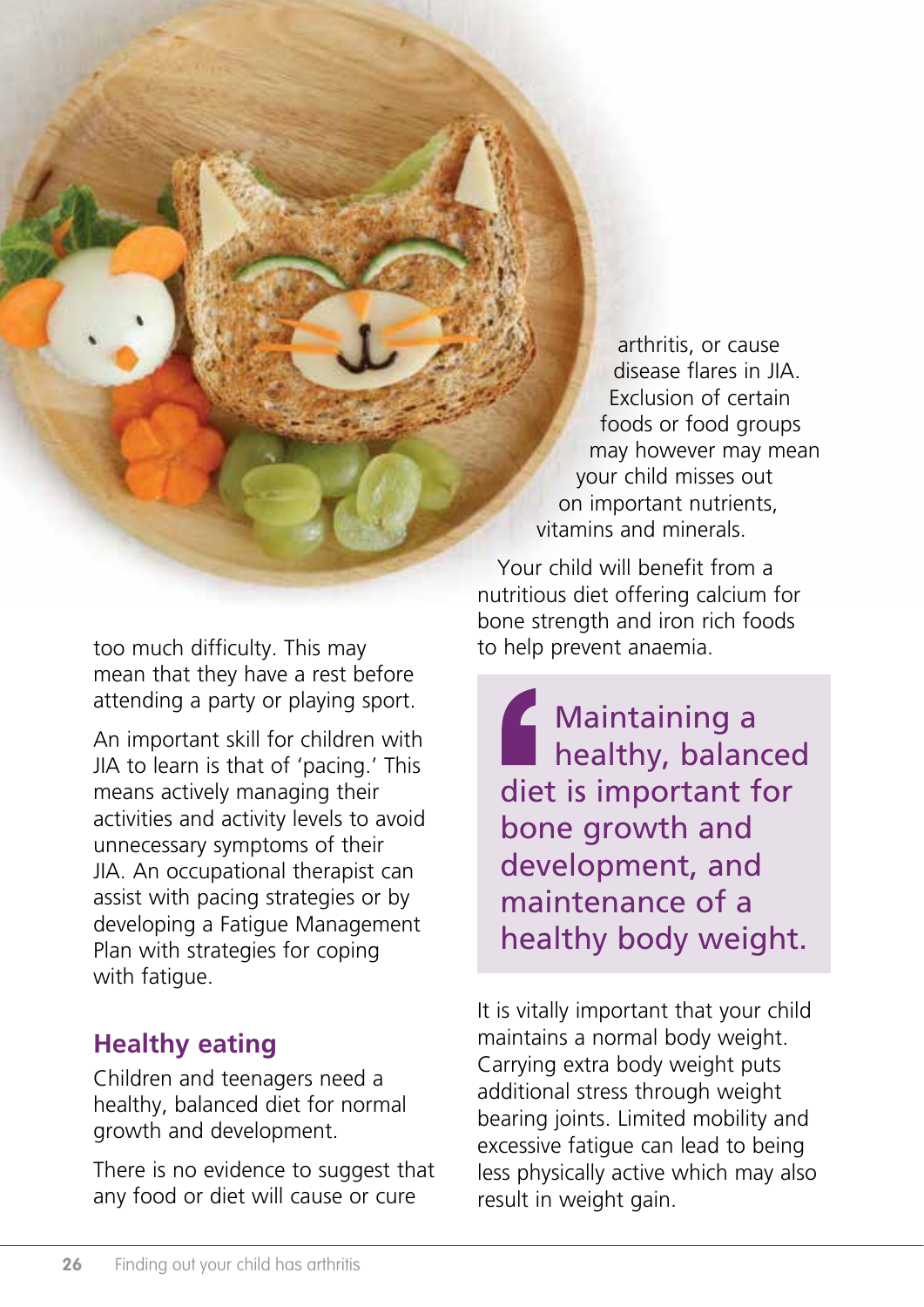too much difficulty. This may mean that they have a rest before attending a party or playing sport.

An important skill for children with JIA to learn is that of 'pacing.' This means actively managing their activities and activity levels to avoid unnecessary symptoms of their JIA. An occupational therapist can assist with pacing strategies or by developing a Fatigue Management Plan with strategies for coping with fatigue.

## Healthy eating

Children and teenagers need a healthy, balanced diet for normal growth and development.

There is no evidence to suggest that any food or diet will cause or cure arthritis, or cause disease flares in JIA. Exclusion of certain foods or food groups may however may mean your child misses out on important nutrients, vitamins and minerals.

Your child will benefit from a nutritious diet offering calcium for bone strength and iron rich foods to help prevent anaemia.

> Maintaining a healthy, balanced diet is important for bone growth and development, and maintenance of a healthy body weight.

It is vitally important that your child maintains a normal body weight. Carrying extra body weight puts additional stress through weight bearing joints. Limited mobility and excessive fatigue can lead to being less physically active which may also result in weight gain.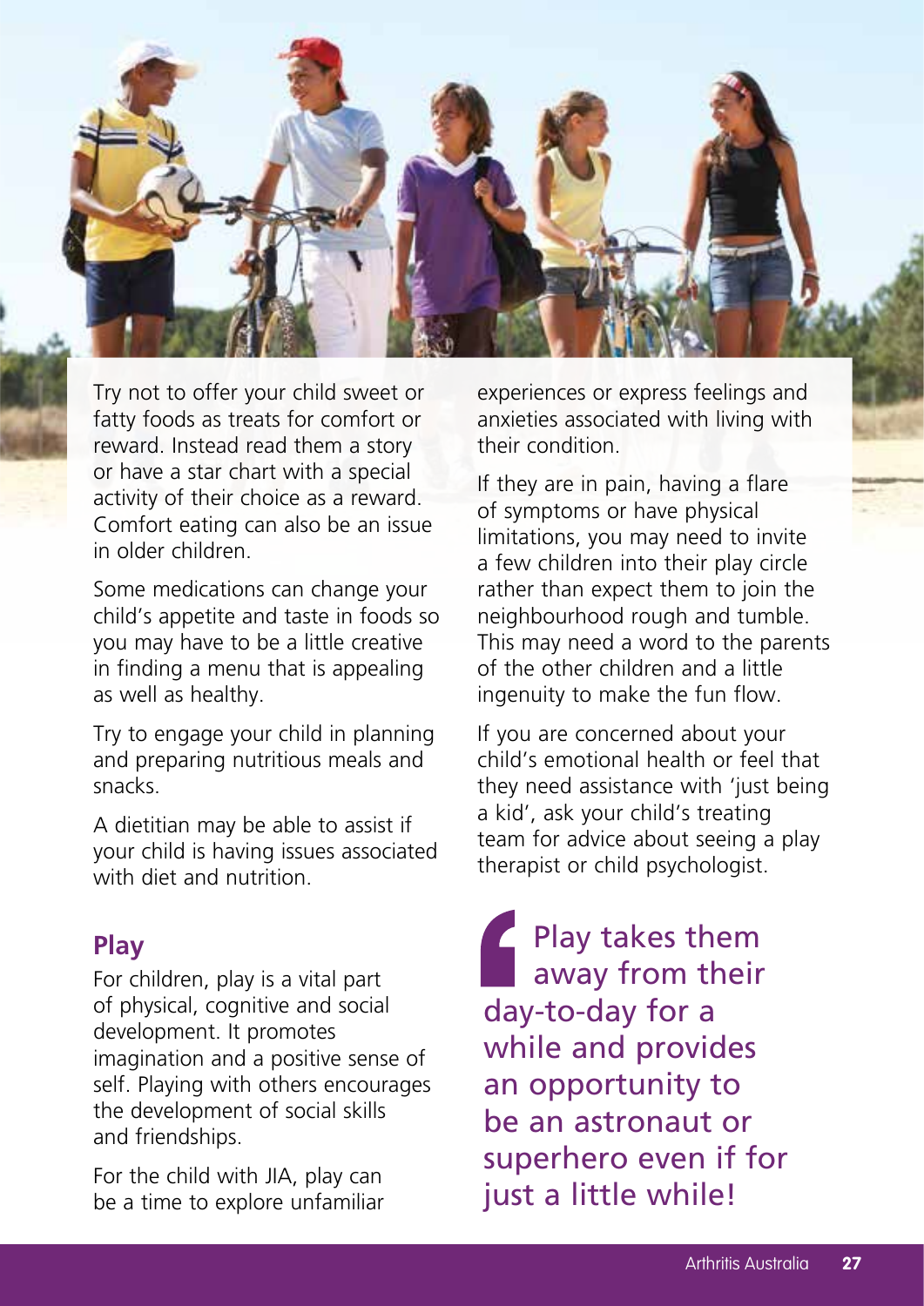Try not to offer your child sweet or fatty foods as treats for comfort or reward. Instead read them a story or have a star chart with a special activity of their choice as a reward. Comfort eating can also be an issue in older children.

Some medications can change your child's appetite and taste in foods so you may have to be a little creative in finding a menu that is appealing as well as healthy.

Try to engage your child in planning and preparing nutritious meals and snacks.

A dietitian may be able to assist if your child is having issues associated with diet and nutrition.

## Play

For children, play is a vital part of physical, cognitive and social development. It promotes imagination and a positive sense of self. Playing with others encourages the development of social skills and friendships.

For the child with JIA, play can be a time to explore unfamiliar experiences or express feelings and anxieties associated with living with their condition.

If they are in pain, having a flare of symptoms or have physical limitations, you may need to invite a few children into their play circle rather than expect them to join the neighbourhood rough and tumble. This may need a word to the parents of the other children and a little ingenuity to make the fun flow.

If you are concerned about your child's emotional health or feel that they need assistance with 'just being a kid', ask your child's treating team for advice about seeing a play therapist or child psychologist.

> Play takes them away from their day-to-day for a while and provides an opportunity to be an astronaut or superhero even if for just a little while!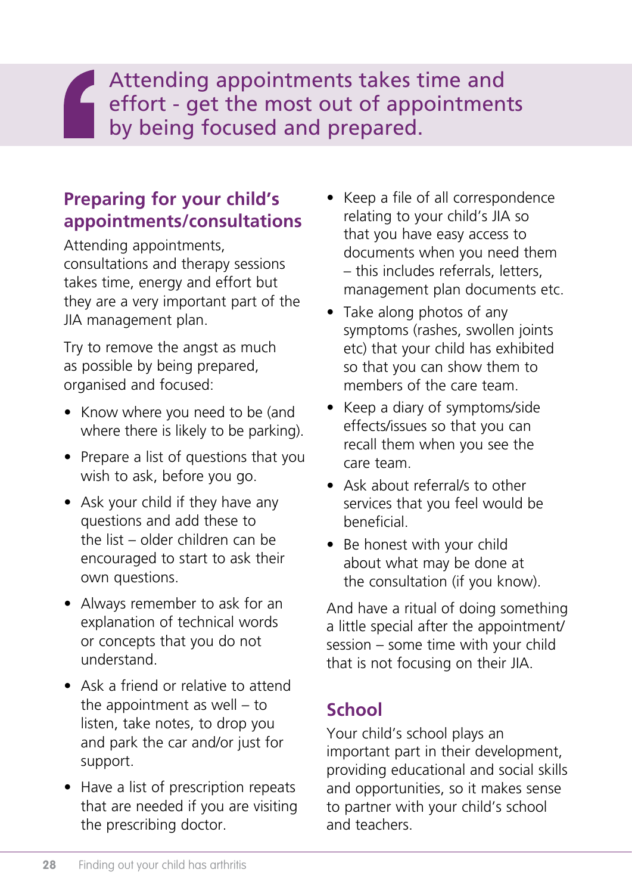> Attending appointments takes time and effort - get the most out of appointments by being focused and prepared.

## Preparing for your child's appointments/consultations

Attending appointments, consultations and therapy sessions takes time, energy and effort but they are a very important part of the JIA management plan.

Try to remove the angst as much as possible by being prepared, organised and focused:

- Know where you need to be (and where there is likely to be parking).
- Prepare a list of questions that you wish to ask, before you go.
- Ask your child if they have any questions and add these to the list – older children can be encouraged to start to ask their own questions.
- Always remember to ask for an explanation of technical words or concepts that you do not understand.
- Ask a friend or relative to attend the appointment as well – to listen, take notes, to drop you and park the car and/or just for support.
- Have a list of prescription repeats that are needed if you are visiting the prescribing doctor.
- Keep a file of all correspondence relating to your child's JIA so that you have easy access to documents when you need them – this includes referrals, letters, management plan documents etc.
- Take along photos of any symptoms (rashes, swollen joints etc) that your child has exhibited so that you can show them to members of the care team.
- Keep a diary of symptoms/side effects/issues so that you can recall them when you see the care team.
- Ask about referral/s to other services that you feel would be beneficial.
- Be honest with your child about what may be done at the consultation (if you know).

And have a ritual of doing something a little special after the appointment/session – some time with your child that is not focusing on their JIA.

## School

Your child's school plays an important part in their development, providing educational and social skills and opportunities, so it makes sense to partner with your child's school and teachers.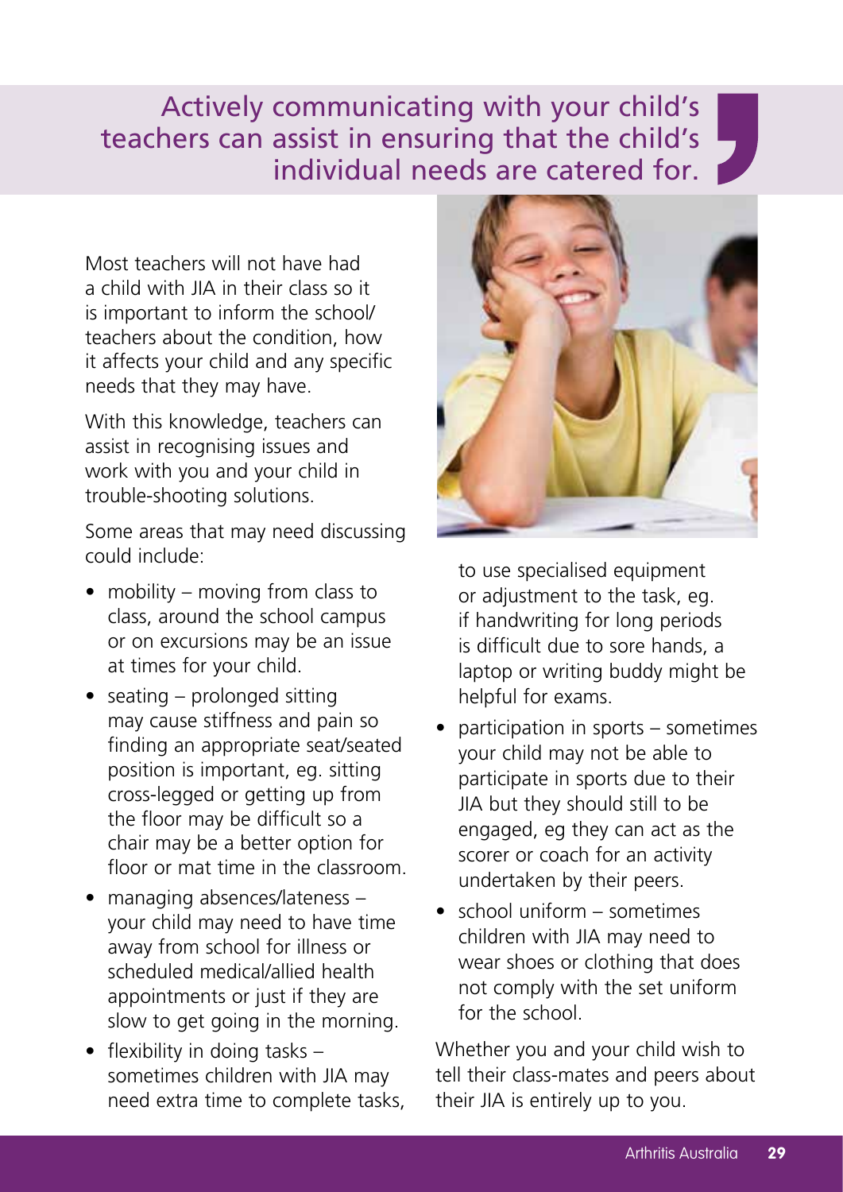> Actively communicating with your child's teachers can assist in ensuring that the child's individual needs are catered for.

Most teachers will not have had a child with JIA in their class so it is important to inform the school/ teachers about the condition, how it affects your child and any specific needs that they may have.

With this knowledge, teachers can assist in recognising issues and work with you and your child in trouble-shooting solutions.

Some areas that may need discussing could include:

- mobility – moving from class to class, around the school campus or on excursions may be an issue at times for your child.
- seating – prolonged sitting may cause stiffness and pain so finding an appropriate seat/seated position is important, eg. sitting cross-legged or getting up from the floor may be difficult so a chair may be a better option for floor or mat time in the classroom.
- managing absences/lateness – your child may need to have time away from school for illness or scheduled medical/allied health appointments or just if they are slow to get going in the morning.
- flexibility in doing tasks – sometimes children with JIA may need extra time to complete tasks, to use specialised equipment or adjustment to the task, eg. if handwriting for long periods is difficult due to sore hands, a laptop or writing buddy might be helpful for exams.
- participation in sports – sometimes your child may not be able to participate in sports due to their JIA but they should still to be engaged, eg they can act as the scorer or coach for an activity undertaken by their peers.
- school uniform – sometimes children with JIA may need to wear shoes or clothing that does not comply with the set uniform for the school.

Whether you and your child wish to tell their class-mates and peers about their JIA is entirely up to you.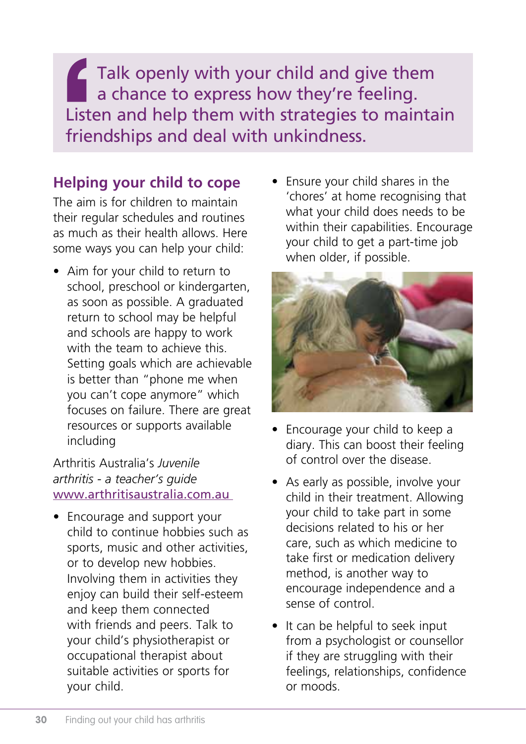> Talk openly with your child and give them a chance to express how they're feeling. Listen and help them with strategies to maintain friendships and deal with unkindness.

## Helping your child to cope

The aim is for children to maintain their regular schedules and routines as much as their health allows. Here some ways you can help your child:

- Aim for your child to return to school, preschool or kindergarten, as soon as possible. A graduated return to school may be helpful and schools are happy to work with the team to achieve this. Setting goals which are achievable is better than "phone me when you can't cope anymore" which focuses on failure. There are great resources or supports available including

Arthritis Australia's *Juvenile arthritis - a teacher's guide*
www.arthritisaustralia.com.au

- Encourage and support your child to continue hobbies such as sports, music and other activities, or to develop new hobbies. Involving them in activities they enjoy can build their self-esteem and keep them connected with friends and peers. Talk to your child's physiotherapist or occupational therapist about suitable activities or sports for your child.
- Ensure your child shares in the 'chores' at home recognising that what your child does needs to be within their capabilities. Encourage your child to get a part-time job when older, if possible.
- Encourage your child to keep a diary. This can boost their feeling of control over the disease.
- As early as possible, involve your child in their treatment. Allowing your child to take part in some decisions related to his or her care, such as which medicine to take first or medication delivery method, is another way to encourage independence and a sense of control.
- It can be helpful to seek input from a psychologist or counsellor if they are struggling with their feelings, relationships, confidence or moods.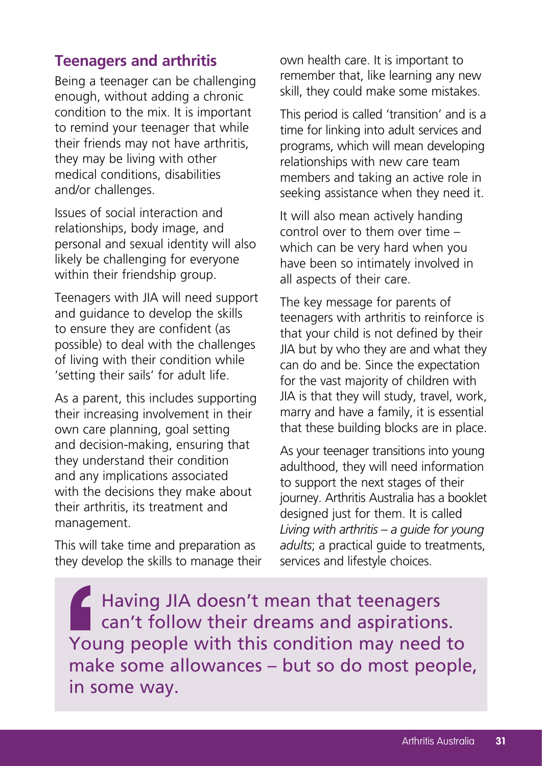## Teenagers and arthritis

Being a teenager can be challenging enough, without adding a chronic condition to the mix. It is important to remind your teenager that while their friends may not have arthritis, they may be living with other medical conditions, disabilities and/or challenges.

Issues of social interaction and relationships, body image, and personal and sexual identity will also likely be challenging for everyone within their friendship group.

Teenagers with JIA will need support and guidance to develop the skills to ensure they are confident (as possible) to deal with the challenges of living with their condition while 'setting their sails' for adult life.

As a parent, this includes supporting their increasing involvement in their own care planning, goal setting and decision-making, ensuring that they understand their condition and any implications associated with the decisions they make about their arthritis, its treatment and management.

This will take time and preparation as they develop the skills to manage their own health care. It is important to remember that, like learning any new skill, they could make some mistakes.

This period is called 'transition' and is a time for linking into adult services and programs, which will mean developing relationships with new care team members and taking an active role in seeking assistance when they need it.

It will also mean actively handing control over to them over time – which can be very hard when you have been so intimately involved in all aspects of their care.

The key message for parents of teenagers with arthritis to reinforce is that your child is not defined by their JIA but by who they are and what they can do and be. Since the expectation for the vast majority of children with JIA is that they will study, travel, work, marry and have a family, it is essential that these building blocks are in place.

As your teenager transitions into young adulthood, they will need information to support the next stages of their journey. Arthritis Australia has a booklet designed just for them. It is called *Living with arthritis – a guide for young adults*; a practical guide to treatments, services and lifestyle choices.

> Having JIA doesn't mean that teenagers can't follow their dreams and aspirations. Young people with this condition may need to make some allowances – but so do most people, in some way.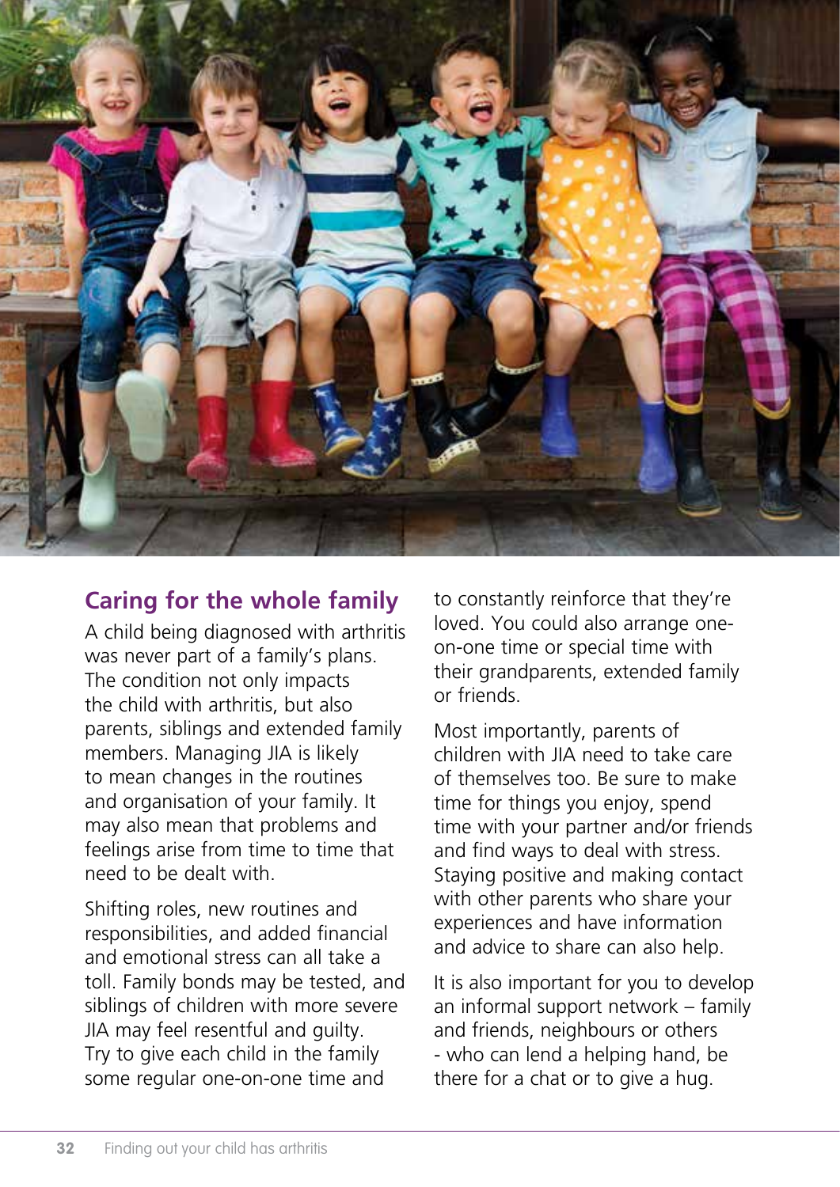## Caring for the whole family

A child being diagnosed with arthritis was never part of a family's plans. The condition not only impacts the child with arthritis, but also parents, siblings and extended family members. Managing JIA is likely to mean changes in the routines and organisation of your family. It may also mean that problems and feelings arise from time to time that need to be dealt with.

Shifting roles, new routines and responsibilities, and added financial and emotional stress can all take a toll. Family bonds may be tested, and siblings of children with more severe JIA may feel resentful and guilty. Try to give each child in the family some regular one-on-one time and to constantly reinforce that they're loved. You could also arrange one-on-one time or special time with their grandparents, extended family or friends.

Most importantly, parents of children with JIA need to take care of themselves too. Be sure to make time for things you enjoy, spend time with your partner and/or friends and find ways to deal with stress. Staying positive and making contact with other parents who share your experiences and have information and advice to share can also help.

It is also important for you to develop an informal support network – family and friends, neighbours or others - who can lend a helping hand, be there for a chat or to give a hug.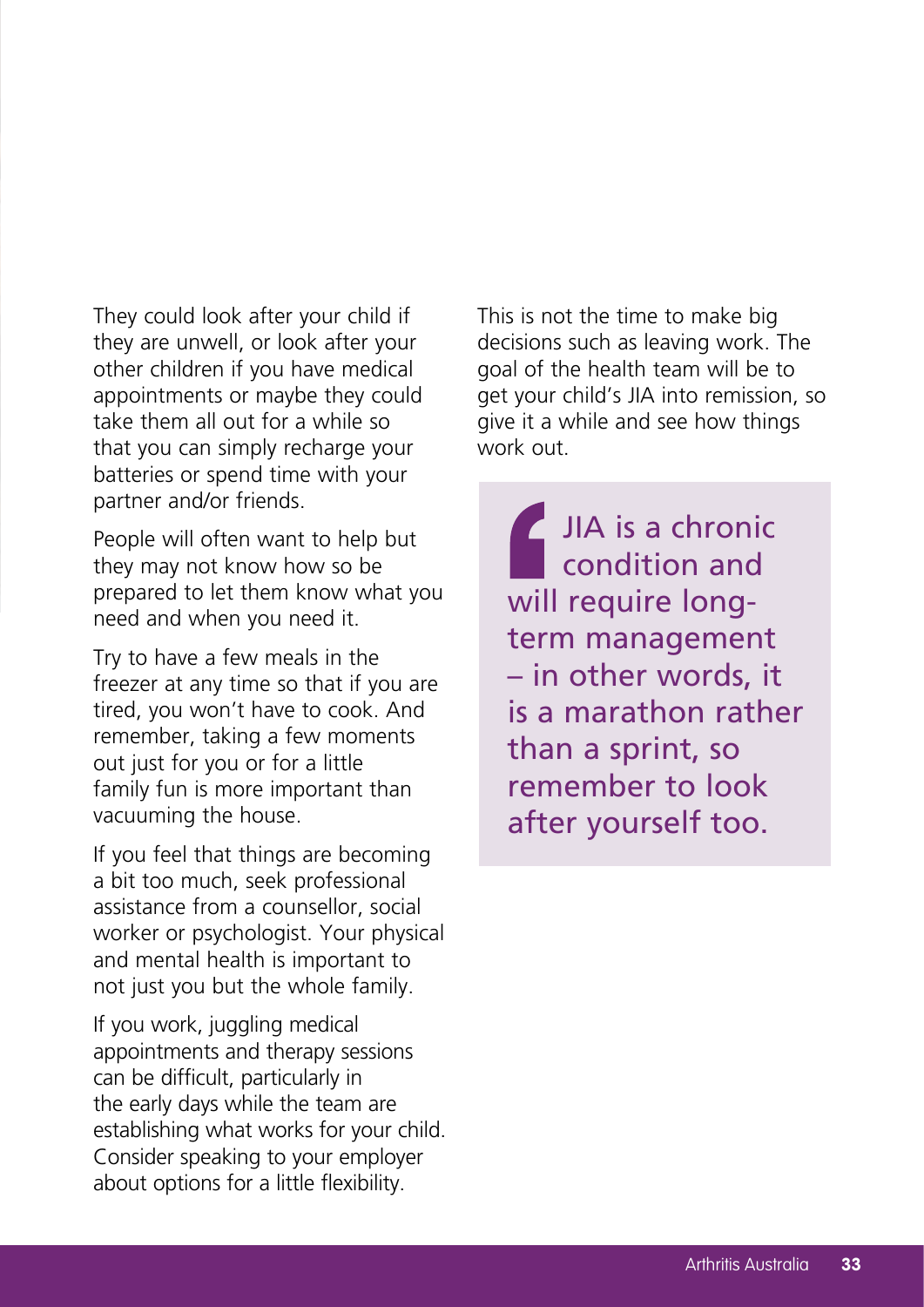They could look after your child if they are unwell, or look after your other children if you have medical appointments or maybe they could take them all out for a while so that you can simply recharge your batteries or spend time with your partner and/or friends.

People will often want to help but they may not know how so be prepared to let them know what you need and when you need it.

Try to have a few meals in the freezer at any time so that if you are tired, you won't have to cook. And remember, taking a few moments out just for you or for a little family fun is more important than vacuuming the house.

If you feel that things are becoming a bit too much, seek professional assistance from a counsellor, social worker or psychologist. Your physical and mental health is important to not just you but the whole family.

If you work, juggling medical appointments and therapy sessions can be difficult, particularly in the early days while the team are establishing what works for your child. Consider speaking to your employer about options for a little flexibility.

This is not the time to make big decisions such as leaving work. The goal of the health team will be to get your child's JIA into remission, so give it a while and see how things work out.

> JIA is a chronic condition and will require long-term management – in other words, it is a marathon rather than a sprint, so remember to look after yourself too.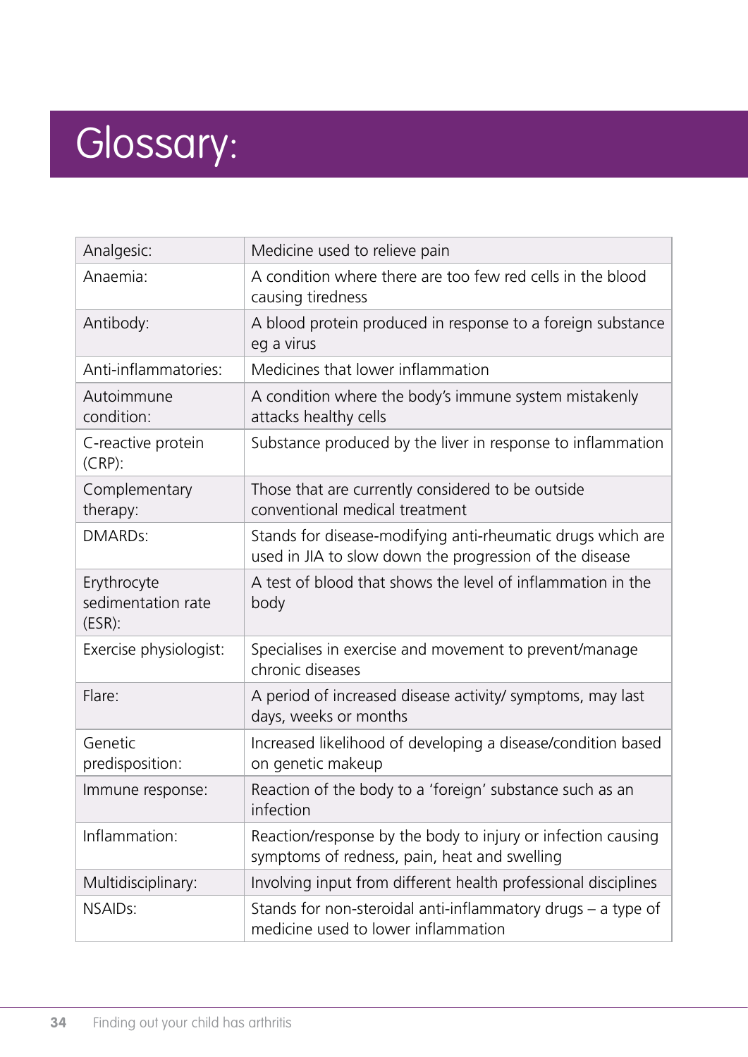# Glossary:

| | |
|---|---|
| Analgesic: | Medicine used to relieve pain |
| Anaemia: | A condition where there are too few red cells in the blood causing tiredness |
| Antibody: | A blood protein produced in response to a foreign substance eg a virus |
| Anti-inflammatories: | Medicines that lower inflammation |
| Autoimmune condition: | A condition where the body's immune system mistakenly attacks healthy cells |
| C-reactive protein (CRP): | Substance produced by the liver in response to inflammation |
| Complementary therapy: | Those that are currently considered to be outside conventional medical treatment |
| DMARDs: | Stands for disease-modifying anti-rheumatic drugs which are used in JIA to slow down the progression of the disease |
| Erythrocyte sedimentation rate (ESR): | A test of blood that shows the level of inflammation in the body |
| Exercise physiologist: | Specialises in exercise and movement to prevent/manage chronic diseases |
| Flare: | A period of increased disease activity/ symptoms, may last days, weeks or months |
| Genetic predisposition: | Increased likelihood of developing a disease/condition based on genetic makeup |
| Immune response: | Reaction of the body to a 'foreign' substance such as an infection |
| Inflammation: | Reaction/response by the body to injury or infection causing symptoms of redness, pain, heat and swelling |
| Multidisciplinary: | Involving input from different health professional disciplines |
| NSAIDs: | Stands for non-steroidal anti-inflammatory drugs – a type of medicine used to lower inflammation |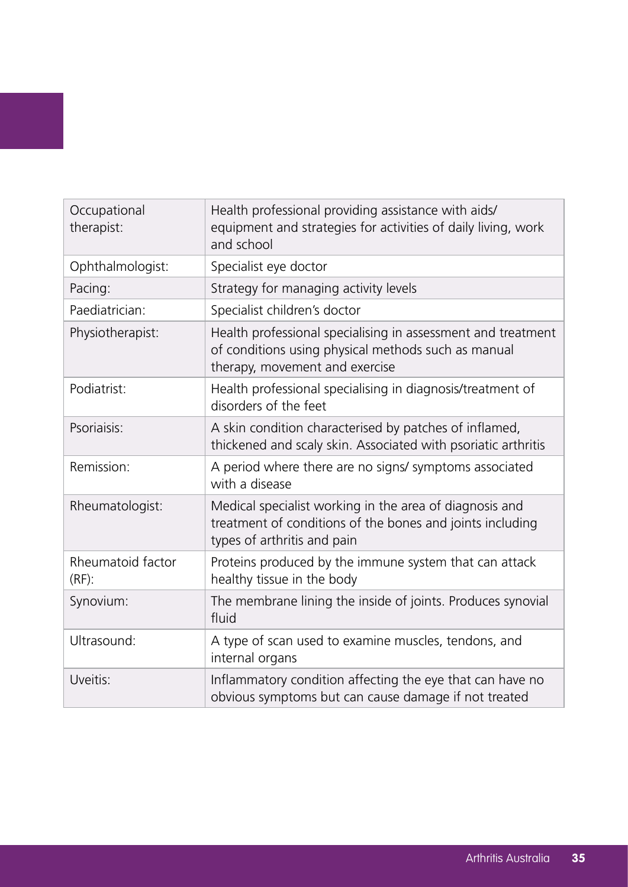| | |
|---|---|
| Occupational therapist: | Health professional providing assistance with aids/ equipment and strategies for activities of daily living, work and school |
| Ophthalmologist: | Specialist eye doctor |
| Pacing: | Strategy for managing activity levels |
| Paediatrician: | Specialist children's doctor |
| Physiotherapist: | Health professional specialising in assessment and treatment of conditions using physical methods such as manual therapy, movement and exercise |
| Podiatrist: | Health professional specialising in diagnosis/treatment of disorders of the feet |
| Psoriaisis: | A skin condition characterised by patches of inflamed, thickened and scaly skin. Associated with psoriatic arthritis |
| Remission: | A period where there are no signs/ symptoms associated with a disease |
| Rheumatologist: | Medical specialist working in the area of diagnosis and treatment of conditions of the bones and joints including types of arthritis and pain |
| Rheumatoid factor (RF): | Proteins produced by the immune system that can attack healthy tissue in the body |
| Synovium: | The membrane lining the inside of joints. Produces synovial fluid |
| Ultrasound: | A type of scan used to examine muscles, tendons, and internal organs |
| Uveitis: | Inflammatory condition affecting the eye that can have no obvious symptoms but can cause damage if not treated |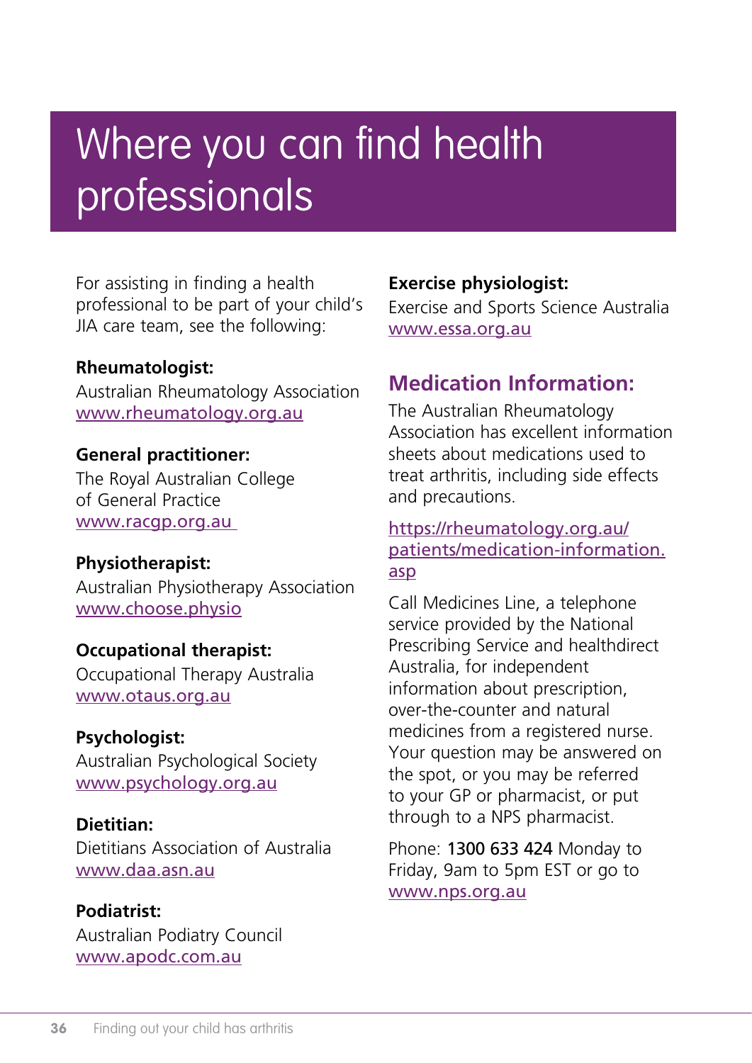# Where you can find health professionals

For assisting in finding a health professional to be part of your child's JIA care team, see the following:

**Rheumatologist:**
Australian Rheumatology Association
www.rheumatology.org.au

**General practitioner:**
The Royal Australian College of General Practice
www.racgp.org.au

**Physiotherapist:**
Australian Physiotherapy Association
www.choose.physio

**Occupational therapist:**
Occupational Therapy Australia
www.otaus.org.au

**Psychologist:**
Australian Psychological Society
www.psychology.org.au

**Dietitian:**
Dietitians Association of Australia
www.daa.asn.au

**Podiatrist:**
Australian Podiatry Council
www.apodc.com.au

**Exercise physiologist:**
Exercise and Sports Science Australia
www.essa.org.au

## Medication Information:

The Australian Rheumatology Association has excellent information sheets about medications used to treat arthritis, including side effects and precautions.

https://rheumatology.org.au/patients/medication-information.asp

Call Medicines Line, a telephone service provided by the National Prescribing Service and healthdirect Australia, for independent information about prescription, over-the-counter and natural medicines from a registered nurse. Your question may be answered on the spot, or you may be referred to your GP or pharmacist, or put through to a NPS pharmacist.

Phone: 1300 633 424 Monday to Friday, 9am to 5pm EST or go to www.nps.org.au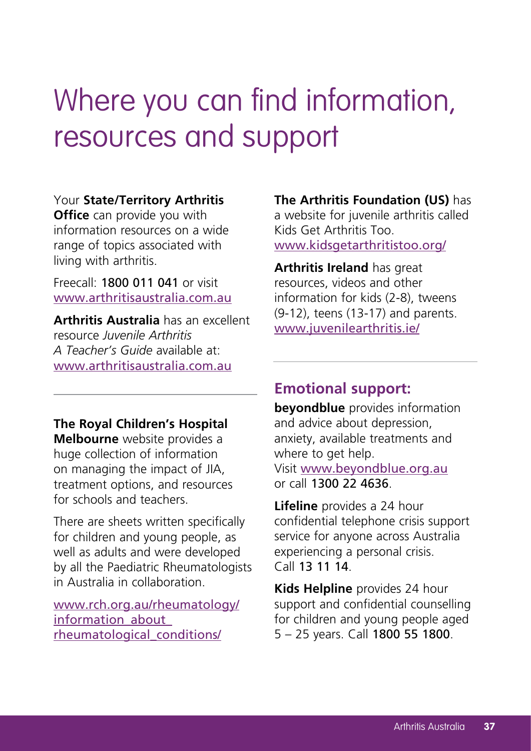# Where you can find information, resources and support

Your **State/Territory Arthritis Office** can provide you with information resources on a wide range of topics associated with living with arthritis.

Freecall: 1800 011 041 or visit www.arthritisaustralia.com.au

**Arthritis Australia** has an excellent resource *Juvenile Arthritis A Teacher's Guide* available at: www.arthritisaustralia.com.au

**The Royal Children's Hospital Melbourne** website provides a huge collection of information on managing the impact of JIA, treatment options, and resources for schools and teachers.

There are sheets written specifically for children and young people, as well as adults and were developed by all the Paediatric Rheumatologists in Australia in collaboration.

www.rch.org.au/rheumatology/information_about_rheumatological_conditions/

**The Arthritis Foundation (US)** has a website for juvenile arthritis called Kids Get Arthritis Too. www.kidsgetarthritistoo.org/

**Arthritis Ireland** has great resources, videos and other information for kids (2-8), tweens (9-12), teens (13-17) and parents. www.juvenilearthritis.ie/

## Emotional support:

**beyondblue** provides information and advice about depression, anxiety, available treatments and where to get help. Visit www.beyondblue.org.au or call 1300 22 4636.

**Lifeline** provides a 24 hour confidential telephone crisis support service for anyone across Australia experiencing a personal crisis. Call 13 11 14.

**Kids Helpline** provides 24 hour support and confidential counselling for children and young people aged 5 – 25 years. Call 1800 55 1800.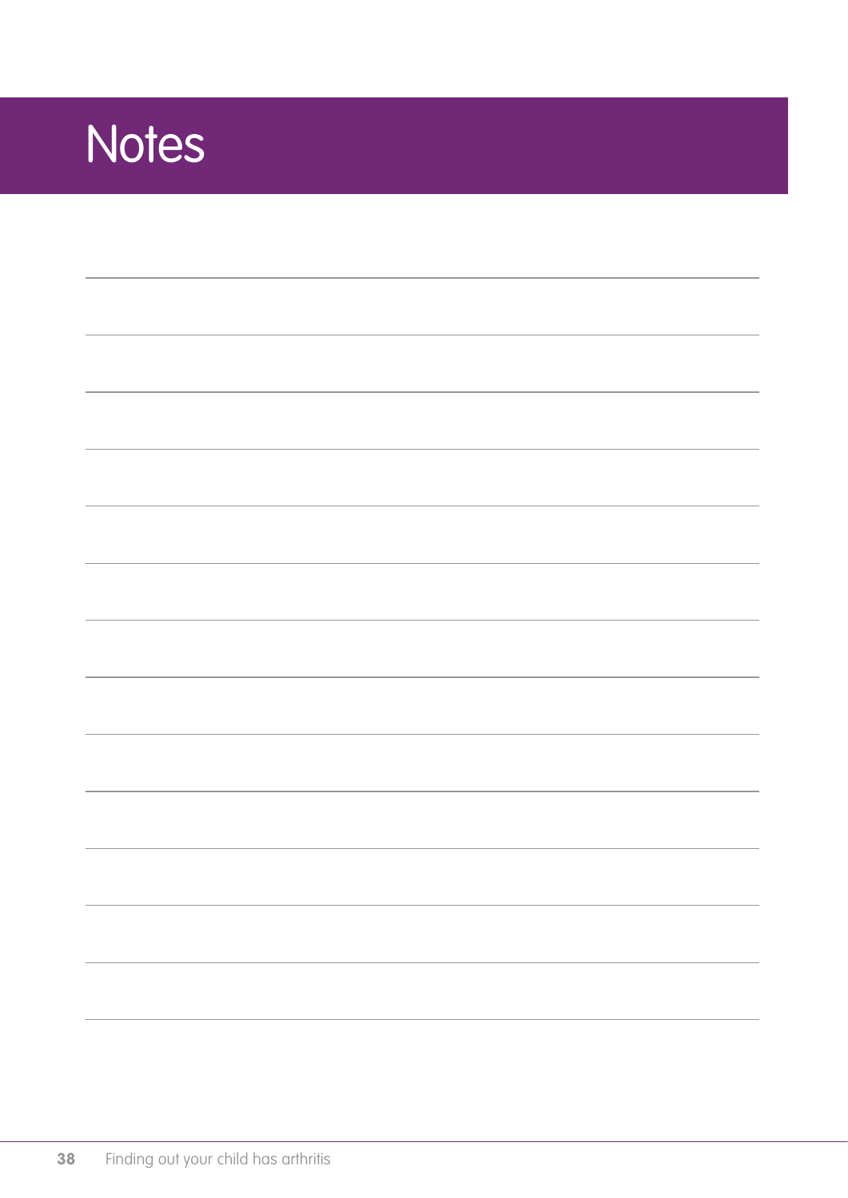# Notes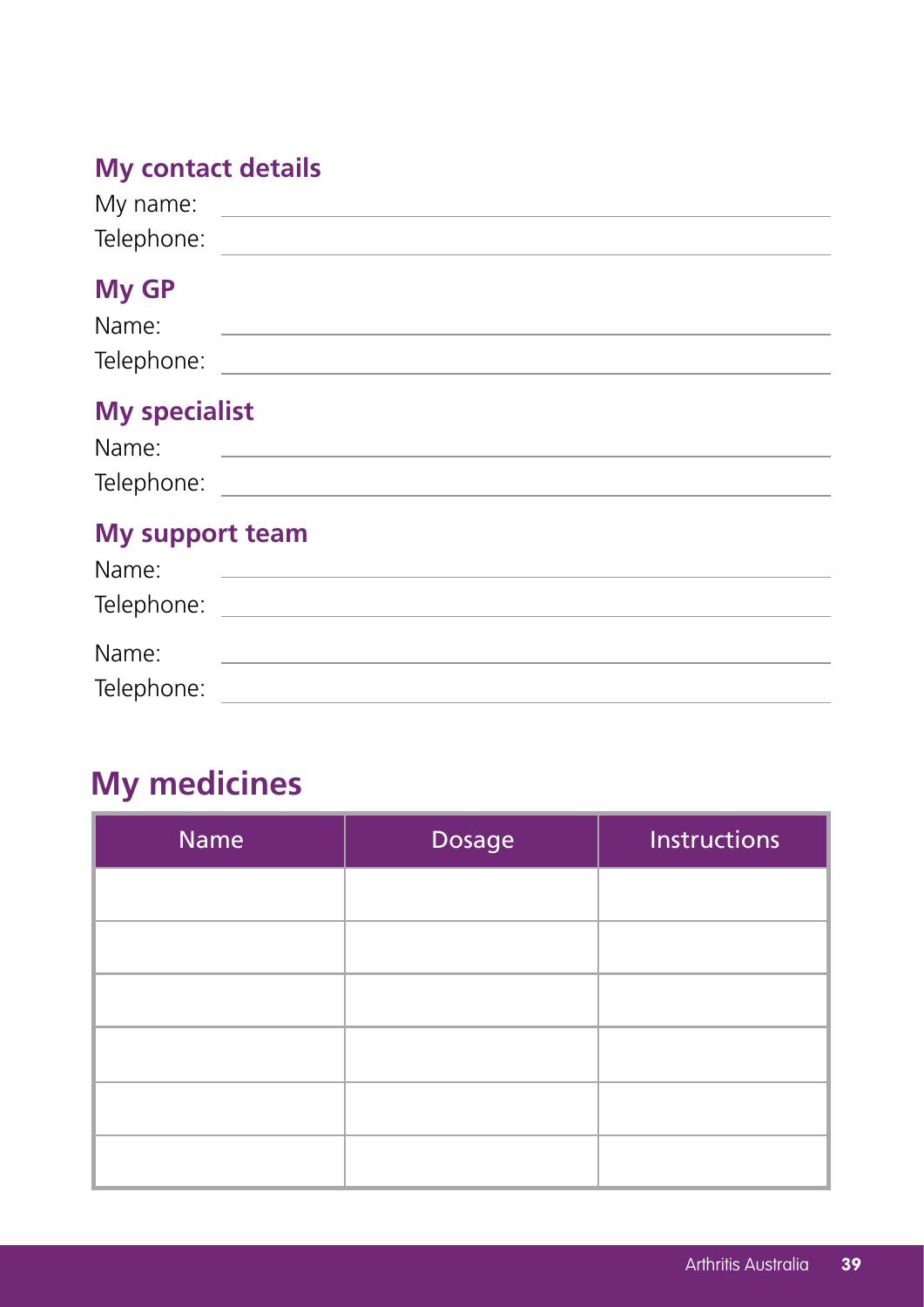### My contact details

My name: \_\_\_\_\_\_\_\_\_\_\_\_\_\_\_\_\_\_\_\_\_\_\_\_\_\_\_\_\_\_\_\_

Telephone: \_\_\_\_\_\_\_\_\_\_\_\_\_\_\_\_\_\_\_\_\_\_\_\_\_\_\_\_\_\_\_\_

### My GP

Name: \_\_\_\_\_\_\_\_\_\_\_\_\_\_\_\_\_\_\_\_\_\_\_\_\_\_\_\_\_\_\_\_

Telephone: \_\_\_\_\_\_\_\_\_\_\_\_\_\_\_\_\_\_\_\_\_\_\_\_\_\_\_\_\_\_\_\_

### My specialist

Name: \_\_\_\_\_\_\_\_\_\_\_\_\_\_\_\_\_\_\_\_\_\_\_\_\_\_\_\_\_\_\_\_

Telephone: \_\_\_\_\_\_\_\_\_\_\_\_\_\_\_\_\_\_\_\_\_\_\_\_\_\_\_\_\_\_\_\_

### My support team

Name: \_\_\_\_\_\_\_\_\_\_\_\_\_\_\_\_\_\_\_\_\_\_\_\_\_\_\_\_\_\_\_\_

Telephone: \_\_\_\_\_\_\_\_\_\_\_\_\_\_\_\_\_\_\_\_\_\_\_\_\_\_\_\_\_\_\_\_

Name: \_\_\_\_\_\_\_\_\_\_\_\_\_\_\_\_\_\_\_\_\_\_\_\_\_\_\_\_\_\_\_\_

Telephone: \_\_\_\_\_\_\_\_\_\_\_\_\_\_\_\_\_\_\_\_\_\_\_\_\_\_\_\_\_\_\_\_

## My medicines

| Name | Dosage | Instructions |
| --- | --- | --- |
| | | |
| | | |
| | | |
| | | |
| | | |
| | | |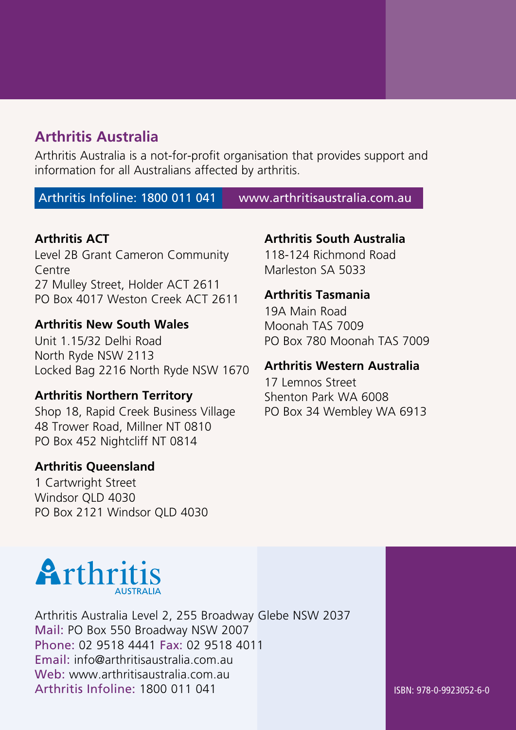## Arthritis Australia

Arthritis Australia is a not-for-profit organisation that provides support and information for all Australians affected by arthritis.

Arthritis Infoline: 1800 011 041 www.arthritisaustralia.com.au

**Arthritis ACT**
Level 2B Grant Cameron Community Centre
27 Mulley Street, Holder ACT 2611
PO Box 4017 Weston Creek ACT 2611

**Arthritis New South Wales**
Unit 1.15/32 Delhi Road
North Ryde NSW 2113
Locked Bag 2216 North Ryde NSW 1670

**Arthritis Northern Territory**
Shop 18, Rapid Creek Business Village
48 Trower Road, Millner NT 0810
PO Box 452 Nightcliff NT 0814

**Arthritis Queensland**
1 Cartwright Street
Windsor QLD 4030
PO Box 2121 Windsor QLD 4030

**Arthritis South Australia**
118-124 Richmond Road
Marleston SA 5033

**Arthritis Tasmania**
19A Main Road
Moonah TAS 7009
PO Box 780 Moonah TAS 7009

**Arthritis Western Australia**
17 Lemnos Street
Shenton Park WA 6008
PO Box 34 Wembley WA 6913

Arthritis AUSTRALIA

Arthritis Australia Level 2, 255 Broadway Glebe NSW 2037
Mail: PO Box 550 Broadway NSW 2007
Phone: 02 9518 4441 Fax: 02 9518 4011
Email: info@arthritisaustralia.com.au
Web: www.arthritisaustralia.com.au
Arthritis Infoline: 1800 011 041

ISBN: 978-0-9923052-6-0